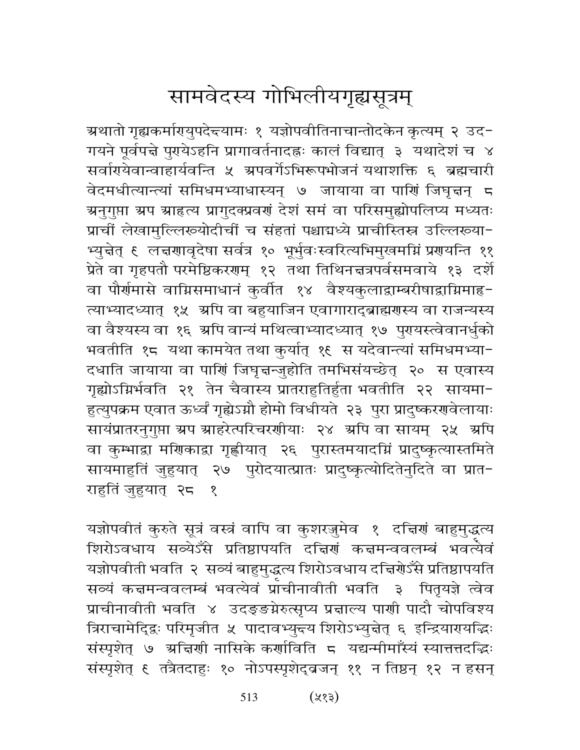# सामवेदस्य गोभिलीयगृह्यसूत्रम्

अथातो गृह्यकर्माण्युपदेक्ष्यामः १ यज्ञोपवीतिनाचान्तोदकेन कृत्यम् २ उद-गयने पूर्वपक्षे पुण्येऽहनि प्रागावर्तनादह्नः कालं विद्यात् ३ यथादेशं च ४ सर्वाण्येवान्वाहार्यवन्ति ५ अपवर्गेऽभिरूपभोजनं यथाशक्ति ६ ब्रह्मचारी वेदमधीत्यान्त्यां समिधमभ्याधास्यन् ७ जायाया वा पाणिं जिघृक्षन् ८ अनुगुप्ता अप आहृत्य प्रागुदक्प्रवणं देशं समं वा परिसमुह्योपलिप्य मध्यतः प्राचीं लेखामुल्लिख्योदीचीं च संहतां पश्चाद्मध्ये प्राचीस्तिस्र उल्लिख्या-भ्युक्षेत् ९ लक्षणावृदेषा सर्वत्र १० भूर्भुवःस्वरित्यभिमुखमग्निं प्रणयन्ति ११ प्रेते वा गृहपतौ परमेष्ठिकरणम् १२ तथा तिथिनक्षत्रपर्वसमवाये १३ दर्शे वा पौर्णमासे वाग्निसमाधानं कुर्वीत १४ वैश्यकुलाद्वाम्बरीषाद्वाग्निमाहृ-त्याभ्यादध्यात् १५ अपि वा बहुयाजिन एवागाराद्ब्राह्मणस्य वा राजन्यस्य वा वैश्यस्य वा १६ अपि वान्यं मथित्वाभ्यादध्यात् १७ पुण्यस्त्वेवानर्धुको भवतीति १८ यथा कामयेत तथा कुर्यात् १९ स यदेवान्त्यां समिधमभ्या-दधाति जायाया वा पाणिं जिघृक्षन्जुहोति तमभिसंयच्छेत् २० स एवास्य गृह्योऽग्निर्भवति २१ तेन चैवास्य प्रातराहुतिर्हुता भवतीति २२ सायमा-हुत्युपक्रम एवात ऊर्ध्वं गृह्येऽग्नौ होमो विधीयते २३ पुरा प्रादुष्करणवेलायाः सायंप्रातरनुगुप्ता अप आहरेत्परिचरणीयाः २४ अपि वा सायम् २५ अपि वा कुम्भाद्वा मणिकाद्वा गृह्णीयात् २६ पुरास्तमयादग्निं प्रादुष्कृत्यास्तमिते सायमाहुतिं जुहुयात् २७ पुरोदयात्प्रातः प्रादुष्कृत्योदितेनुदिते वा प्रात-राहुतिं जुहुयात् २८ १

यज्ञोपवीतं कुरुते सूत्रं वस्त्रं वापि वा कुशरज्जुमेव १ दक्षिणं बाहुमुद्धृत्य शिरोऽवधाय सव्येऽँसे प्रतिष्ठापयति दक्षिणं कक्षमन्ववलम्बं भवत्येवं यज्ञोपवीती भवति २ सव्यं बाहुमुद्धृत्य शिरोऽवधाय दक्षिणेऽँसे प्रतिष्ठापयति सव्यं कक्षमन्ववलम्बं भवत्येवं प्राचीनावीती भवति ३ पितृयज्ञे त्वेव प्राचीनावीती भवति ४ उदङ्ङग्नेरुत्सृप्य प्रक्षाल्य पाणी पादौ चोपविश्य त्रिराचामेद्द्विः परिमृजीत ५ पादावभ्युक्ष्य शिरोऽभ्युक्षेत् ६ इन्द्रियाण्यद्भिः संस्पृशेत् ७ अक्षिणी नासिके कर्णाविति ८ यद्यन्मीमाँस्यं स्यात्तत्तदद्भिः संस्पृशेत् ९ तत्रैतदाहुः १० नोऽपस्पृशेद्व्रजन् ११ न तिष्ठन् १२ न हसन्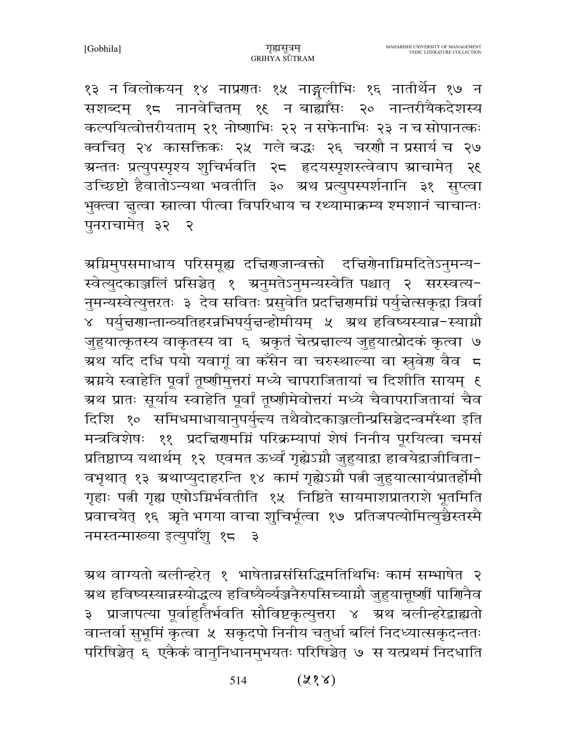१३ न विलोकयन् १४ नाप्रणतः १५ नाङ्गुलीभिः १६ नातीर्थेन १७ न सशब्दम् १८ नानवेक्षितम् १९ न बाह्याँसः २० नान्तरीयैकदेशस्य कल्पयित्वोत्तरीयताम् २१ नोष्णाभिः २२ न सफेनाभिः २३ न च सोपानत्कः क्वचित् २४ कासक्तिकः २५ गले बद्धः २६ चरणौ न प्रसार्य च २७ अन्ततः प्रत्युपस्पृश्य शुचिर्भवति २८ हृदयस्पृशस्त्वेवाप आचामेत् २९ उच्छिष्टो हैवातोऽन्यथा भवतीति ३० अथ प्रत्युपस्पर्शनानि ३१ सुप्त्वा भुक्त्वा क्षुत्वा स्नात्वा पीत्वा विपरिधाय च रथ्यामाक्रम्य श्मशानं चाचान्तः पुनराचामेत् ३२ २

अग्निमुपसमाधाय परिसमूह्य दक्षिणजान्वक्तो दक्षिणेनाग्निमदितेऽनुमन्य-स्वेत्युदकाञ्जलिं प्रसिञ्चेत् १ अनुमतेऽनुमन्यस्वेति पश्चात् २ सरस्वत्य-नुमन्यस्वेत्युत्तरतः ३ देव सवितः प्रसुवेति प्रदक्षिणमग्निं पर्युक्षेत्सकृद्वा त्रिर्वा ४ पर्युक्षणान्तान्व्यतिहरन्नभिपर्युक्षन्होमीयम् ५ अथ हविष्यस्यान्न-स्याग्नौ जुहुयात्कृतस्य वाकृतस्य वा ६ अकृतं चेत्प्रक्षाल्य जुहुयात्प्रोदकं कृत्वा ७ अथ यदि दधि पयो यवागूं वा कँसेन वा चरुस्थाल्या वा स्रुवेण वैव ८ अग्नये स्वाहेति पूर्वां तूष्णीमुत्तरां मध्ये चापराजितायां च दिशीति सायम् ९ अथ प्रातः सूर्याय स्वाहेति पूर्वां तूष्णीमेवोत्तरां मध्ये चैवापराजितायां चैव दिशि १० समिधमाधायानुपर्युक्ष्य तथैवोदकाञ्जलीन्प्रसिञ्चेदन्वमँस्था इति मन्त्रविशेषः ११ प्रदक्षिणमग्निं परिक्रम्यापां शेषं निनीय पूरयित्वा चमसं प्रतिष्ठाप्य यथार्थम् १२ एवमत ऊर्ध्वं गृह्येऽग्नौ जुहुयाद्वा हावयेद्वाजीविता-वभृथात् १३ अथाप्युदाहरन्ति १४ कामं गृह्येऽग्नौ पत्नी जुहुयात्सायंप्रातर्होमौ गृहाः पत्नी गृह्य एषोऽग्निर्भवतीति १५ निष्ठिते सायमाशप्रातराशे भूतमिति प्रवाचयेत् १६ अृते भगया वाचा शुचिर्भूत्वा १७ प्रतिजपत्योमित्युच्चैस्तस्मै नमस्तन्माख्या इत्युपाँशु १८ ३

अथ वाग्यतो बलीन्हरेत् १ भाषेतान्नसंसिद्धिमतिथिभिः कामं सम्भाषेत २ अथ हविष्यस्यान्नस्योद्धृत्य हविष्यैर्व्यञ्जनैरुपसिच्याग्नौ जुहुयात्तूष्णीं पाणिनैव ३ प्राजापत्या पूर्वाहुतिर्भवति सौविष्टकृत्युत्तरा ४ अथ बलीन्हरेद्बाह्यतो वान्तर्वा सुभूमिं कृत्वा ५ सकृदपो निनीय चतुर्धा बलिं निदध्यात्सकृदन्ततः परिषिञ्चेत् ६ एकैकं वानुनिधानमुभयतः परिषिञ्चेत् ७ स यत्प्रथमं निदधाति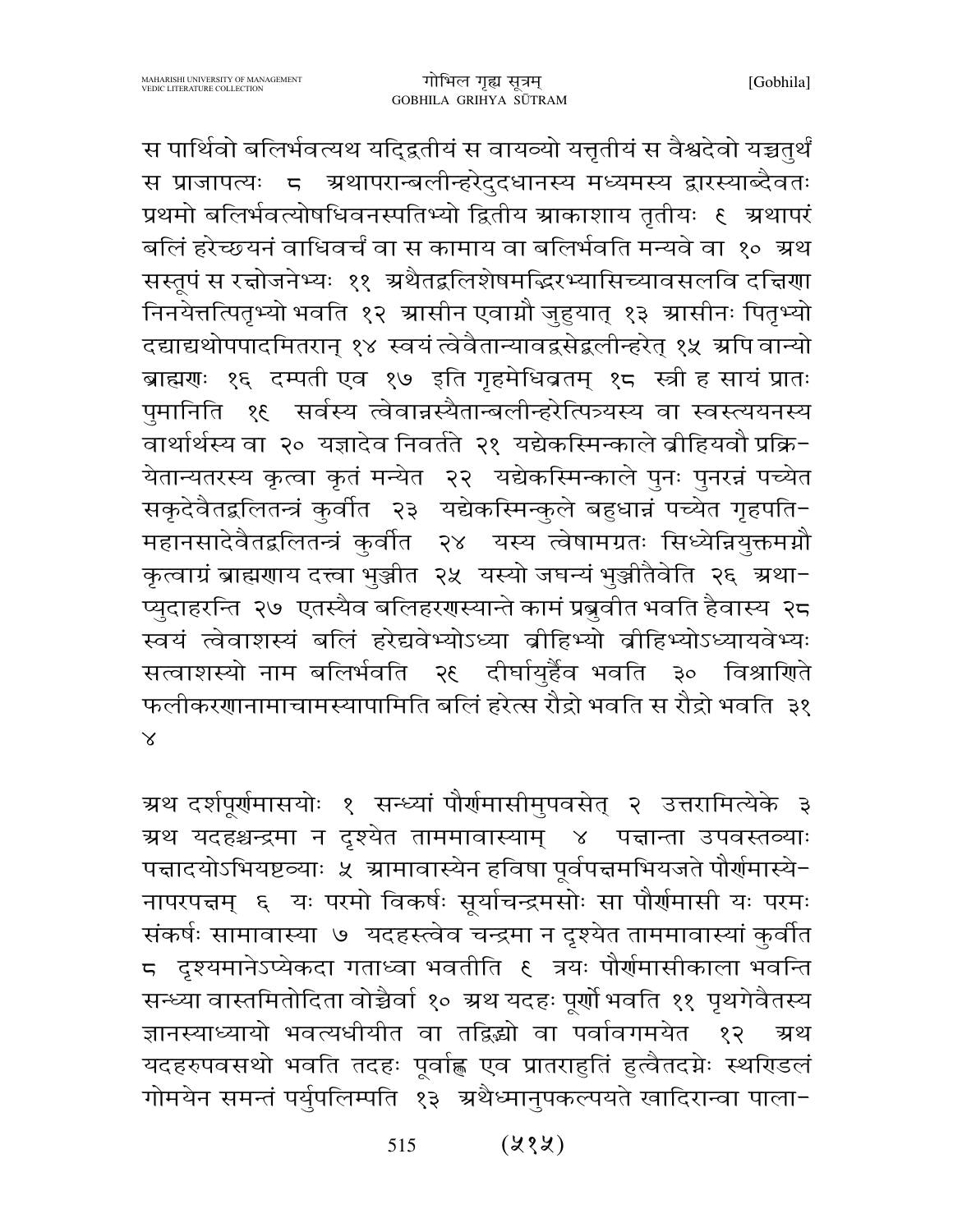स पार्थिवो बलिर्भवत्यथ यद्द्वितीयं स वायव्यो यत्तृतीयं स वैश्वदेवो यच्चतुर्थं स प्राजापत्यः ८ अथापरान्बलीन्हरेदुदधानस्य मध्यमस्य द्वारस्याब्दैवतः प्रथमो बलिर्भवत्योषधिवनस्पतिभ्यो द्वितीय आकाशाय तृतीयः ९ अथापरं बलिं हरेच्छयनं वाधिवर्चं वा स कामाय वा बलिर्भवति मन्यवे वा १० अथ सस्तूपं स रक्षोजनेभ्यः ११ अथैतद्बलिशेषमद्भिरभ्यासिच्यावसलवि दक्षिणा निनयेत्तत्पितृभ्यो भवति १२ आसीन एवाग्नौ जुहुयात् १३ आसीनः पितृभ्यो दद्याद्यथोपपादमितरान् १४ स्वयं त्वेवैतान्यावद्वसेद्बलीन्हरेत् १५ अपि वान्यो ब्राह्मणः १६ दम्पती एव १७ इति गृहमेधिव्रतम् १८ स्त्री ह सायं प्रातः पुमानिति १९ सर्वस्य त्वेवान्नस्यैतान्बलीन्हरेत्पित्र्यस्य वा स्वस्त्ययनस्य वार्थार्थस्य वा २० यज्ञादेव निवर्तते २१ यद्येकस्मिन्काले व्रीहियवौ प्रक्रियेतान्यतरस्य कृत्वा कृतं मन्येत २२ यद्येकस्मिन्काले पुनः पुनरन्नं पच्येत सकृदेवैतद्बलितन्त्रं कुर्वीत २३ यद्येकस्मिन्कुले बहुधान्नं पच्येत गृहपतिमहानसादेवैतद्बलितन्त्रं कुर्वीत २४ यस्य त्वेषामग्रतः सिध्येन्नियुक्तमग्नौ कृत्वाग्रं ब्राह्मणाय दत्त्वा भुञ्जीत २५ यस्यो जघन्यं भुञ्जीतैवेति २६ अथाप्युदाहरन्ति २७ एतस्यैव बलिहरणस्यान्ते कामं प्रब्रुवीत भवति हैवास्य २८ स्वयं त्वेवाशस्यं बलिं हरेद्यवेभ्योऽध्या व्रीहिभ्यो व्रीहिभ्योऽध्यायवेभ्यः सत्वाशस्यो नाम बलिर्भवति २९ दीर्घायुर्हैव भवति ३० विश्राणिते फलीकरणानामाचामस्यापामिति बलिं हरेत्स रौद्रो भवति स रौद्रो भवति ३१ ४

अथ दर्शपूर्णमासयोः १ सन्ध्यां पौर्णमासीमुपवसेत् २ उत्तरामित्येके ३ अथ यदहश्चन्द्रमा न दृश्येतताममावास्याम् ४ पक्षान्ता उपवस्तव्याः पक्षादयोऽभियष्टव्याः ५ आमावास्येन हविषा पूर्वपक्षमभियजते पौर्णमास्येनापरपक्षम् ६ यः परमो विकर्षः सूर्याचन्द्रमसोः सा पौर्णमासी यः परमः संकर्षः सामावास्या ७ यदहस्त्वेव चन्द्रमा न दृश्येतताममावास्यां कुर्वीत ८ दृश्यमानेऽप्येकदा गताध्वा भवतीति ९ त्रयः पौर्णमासीकाला भवन्ति सन्ध्या वास्तमितोदिता वोच्चैर्वा १० अथ यदहः पूर्णो भवति ११ पृथगेवैतस्य ज्ञानस्याध्यायो भवत्यधीयीत वा तद्विद्भ्यो वा पर्वावगमयेत १२ अथ यदहरुपवसथो भवति तदहः पूर्वाह्ण एव प्रातराहुतिं हुत्वैतदग्नेः स्थण्डिलं गोमयेन समन्तं पर्युपलिम्पति १३ अथैध्मानुपकल्पयते खादिरान्वा पाला-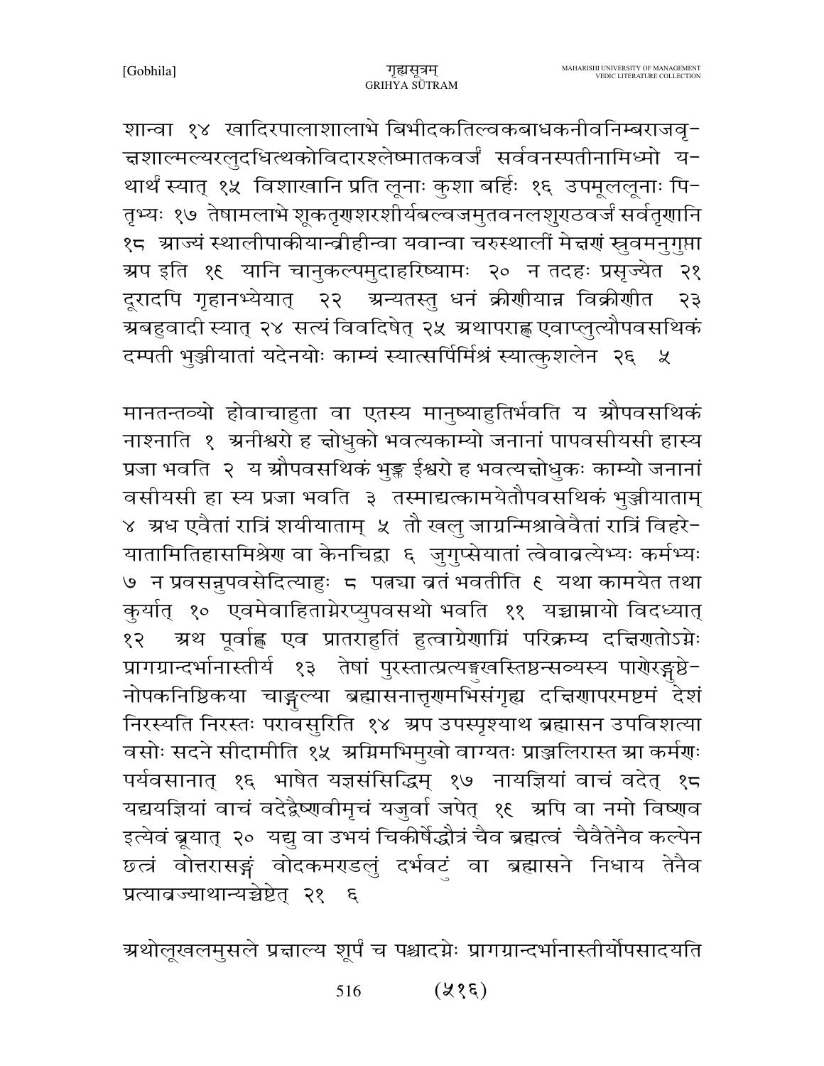शान्वा १४ खादिरपालाशालाभे बिभीदकतिल्वकबाधकनीवनिम्बराजवृ-क्षशाल्मल्यरलुदधित्थकोविदारश्लेष्मातकवर्जं सर्ववनस्पतीनामिध्मो यथार्थं स्यात् १५ विशाखानि प्रति लूनाः कुशा बर्हिः १६ उपमूललूनाः पितृभ्यः १७ तेषामलाभे शूकतृणशरशीर्यबल्वजमुतवनलशुण्ठवर्जं सर्वतृणानि १८ आज्यं स्थालीपाकीयान्व्रीहीन्वा यवान्वा चरुस्थालीं मेक्षणं स्रुवमनुगुप्ता अप इति १९ यानि चानुकल्पमुदाहरिष्यामः २० न तदहः प्रसृज्येत २१ दूरादपि गृहानभ्येयात् २२ अन्यतस्तु धनं क्रीणीयान्न विक्रीणीत २३ अबहुवादी स्यात् २४ सत्यं विवदिषेत् २५ अथापराह्ण एवाप्लुत्यौपवसथिकं दम्पती भुञ्जीयातां यदेनयोः काम्यं स्यात्सर्पिर्मिश्रं स्यात्कुशलेन २६ ५

मानतन्तव्यो होवाचाहुता वा एतस्य मानुष्याहुतिर्भवति य औपवसथिकं नाश्नाति १ अनीश्वरो ह क्षोधुको भवत्यकाम्यो जनानां पापवसीयसी हास्य प्रजा भवति २ य औपवसथिकं भुङ्क्ते ईश्वरो ह भवत्यक्षोधुकः काम्यो जनानां वसीयसी हा स्य प्रजा भवति ३ तस्माद्यत्कामयेतौपवसथिकं भुञ्जीयाताम् ४ अध एवैतां रात्रिं शयीयाताम् ५ तौ खलु जाग्रन्मिश्रावेवैतां रात्रिं विहरेयातामितिहासमिश्रेण वा केनचिद्वा ६ जुगुप्सेयातां त्वेवाव्रत्येभ्यः कर्मभ्यः ७ न प्रवसन्नुपवसेदित्याहुः ८ पत्न्या व्रतं भवतीति ९ यथा कामयेत तथा कुर्यात् १० एवमेवाहिताग्नेरप्युपवसथो भवति ११ यच्चाम्नायो विदध्यात् १२ अथ पूर्वाह्ण एव प्रातराहुतिं हुत्वाग्रेणाग्निं परिक्रम्य दक्षिणतोऽग्नेः प्रागग्रान्दर्भानास्तीर्य १३ तेषां पुरस्तात्प्रत्यङ्मुखस्तिष्ठन्सव्यस्य पाणेरङ्गुष्ठेनोपकनिष्ठिकया चाङ्गुल्या ब्रह्मासनात्तृणमभिसंगृह्य दक्षिणापरमष्टमं देशं निरस्यति निरस्तः परावसुरिति १४ अप उपस्पृश्याथ ब्रह्मासन उपविशत्या वसोः सदने सीदामीति १५ अग्निमभिमुखो वाग्यतः प्राञ्जलिरास्त आ कर्मणः पर्यवसानात् १६ भाषेत यज्ञसंसिद्धिम् १७ नायज्ञियां वाचं वदेत् १८ यद्ययज्ञियां वाचं वदेद्वैष्णवीमृचं यजुर्वा जपेत् १९ अपि वा नमो विष्णव इत्येवं ब्रूयात् २० यद्यु वा उभयं चिकीर्षेद्धौत्रं चैव ब्रह्मत्वं चैवैतेनैव कल्पेन छत्रं वोत्तरासङ्गं वोदकमण्डलुं दर्भवटुं वा ब्रह्मासने निधाय तेनैव प्रत्यावज्याथान्यच्चेष्टेत् २१ ६

अथोलूखलमुसले प्रक्षाल्य शूर्पं च पश्चादग्नेः प्रागग्रान्दर्भानास्तीर्योपसादयति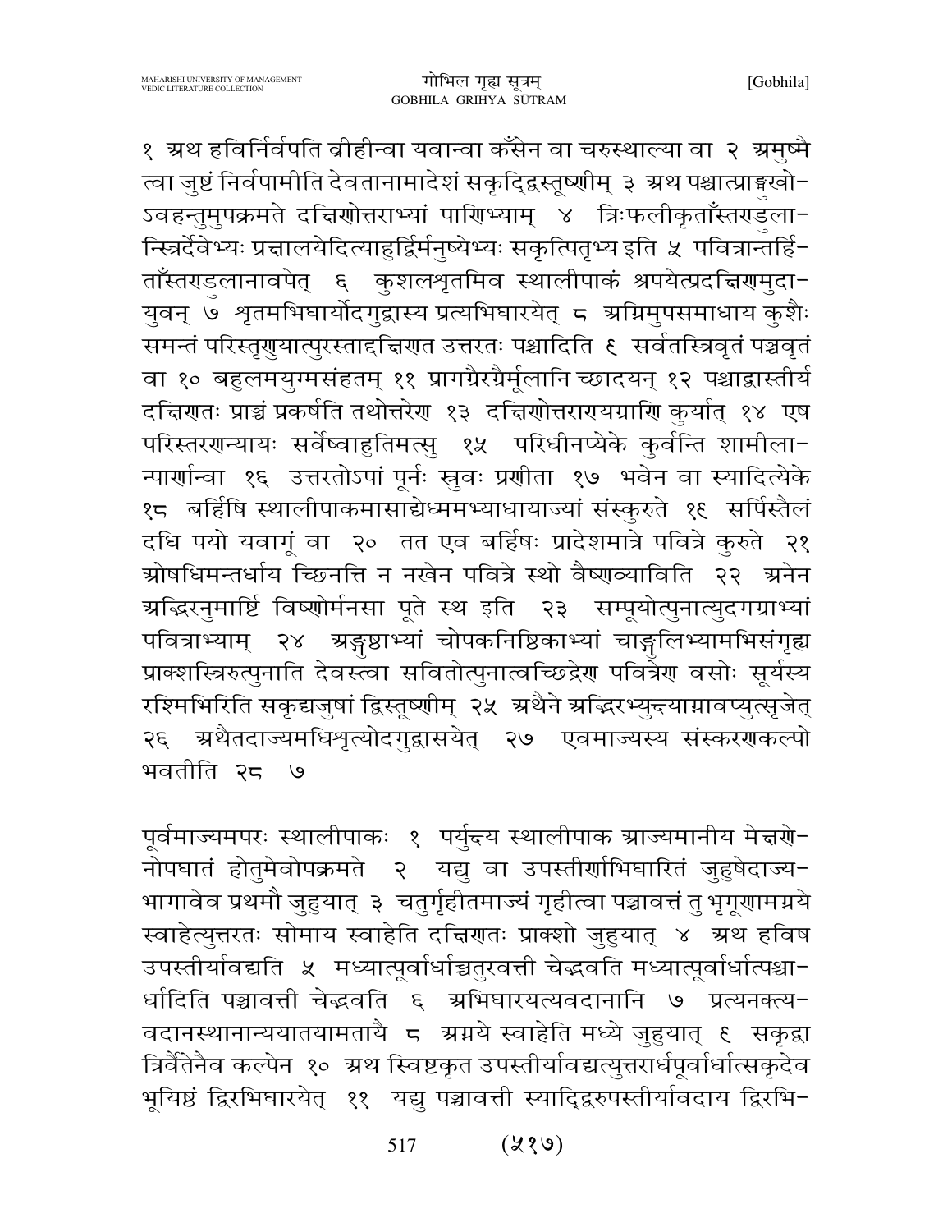१ अथ हविर्निर्वपति व्रीहीन्वा यवान्वा कँसेन वा चरुस्थाल्या वा २ अमुष्मै त्वा जुष्टं निर्वपामीति देवतानामादेशं सकृद्द्विस्तूष्णीम् ३ अथ पश्चात्प्राङ्मुखो-ऽवहन्तुमुपक्रमते दक्षिणोत्तराभ्यां पाणिभ्याम् ४ त्रिःफलीकृताँस्तण्डुला-न्स्त्रिर्देवेभ्यः प्रक्षालयेदित्याहुर्द्विर्मनुष्येभ्यः सकृत्पितृभ्य इति ५ पवित्रान्तर्हि-ताँस्तण्डुलानावपेत् ६ कुशलश्रृतमिव स्थालीपाकं श्रपयेत्प्रदक्षिणमुदा-युवन् ७ श्रृतमभिघार्योदगुद्वास्य प्रत्यभिघारयेत् ८ अग्निमुपसमाधाय कुशैः समन्तं परिस्तृणुयात्पुरस्ताद्दक्षिणत उत्तरतः पश्चादिति ९ सर्वतस्त्रिवृतं पञ्चवृतं वा १० बहुलमयुग्मसंहतम् ११ प्रागग्रैरग्रैर्मूलानि च्छादयन् १२ पश्चाद्वास्तीर्य दक्षिणतः प्राञ्चं प्रकर्षति तथोत्तरेण १३ दक्षिणोत्तराण्यग्राणि कुर्यात् १४ एष परिस्तरणन्यायः सर्वेष्वाहुतिमत्सु १५ परिधीनप्येके कुर्वन्ति शामीला-न्पार्णान्वा १६ उत्तरतोऽपां पूर्नः स्रुवः प्रणीता १७ भवेन वा स्यादित्येके १८ बर्हिषि स्थालीपाकमासाद्येध्ममभ्याधायाज्यां संस्कुरुते १९ सर्पिस्तैलं दधि पयो यवागूं वा २० तत एव बर्हिषः प्रादेशमात्रे पवित्रे कुरुते २१ ओषधिमन्तर्धाय च्छिनत्ति न नखेन पवित्रे स्थो वैष्णव्याविति २२ अनेन अद्भिरनुमार्ष्टि विष्णोर्मनसा पूते स्थ इति २३ सम्पूयोत्पुनात्युदगग्राभ्यां पवित्राभ्याम् २४ अङ्गुष्ठाभ्यां चोपकनिष्ठिकाभ्यां चाङ्गुलिभ्यामभिसंगृह्य प्राक्शस्त्रिरुत्पुनाति देवस्त्वा सवितोत्पुनात्वच्छिद्रेण पवित्रेण वसोः सूर्यस्य रश्मिभिरिति सकृद्यजुषां द्विस्तूष्णीम् २५ अथैने अद्भिरभ्युक्ष्याग्नावप्युत्सृजेत् २६ अथैतदाज्यमधिश्रृत्योदगुद्वासयेत् २७ एवमाज्यस्य संस्करणकल्पो भवतीति २८ ७

पूर्वमाज्यमपरः स्थालीपाकः १ पर्युक्ष्य स्थालीपाक आज्यमानीय मेक्षणे-नोपघातं होतुमेवोपक्रमते २ यद्यु वा उपस्तीर्णाभिघारितं जुहुषेदाज्य-भागावेव प्रथमौ जुहुयात् ३ चतुर्गृहीतमाज्यं गृहीत्वा पञ्चावत्तं तु भृगूणामग्नये स्वाहेत्युत्तरतः सोमाय स्वाहेति दक्षिणतः प्राक्शो जुहुयात् ४ अथ हविष उपस्तीर्यावद्यति ५ मध्यात्पूर्वार्धाच्चतुरवत्ती चेद्भवति मध्यात्पूर्वार्धात्पश्चा-र्धादिति पञ्चावत्ती चेद्भवति ६ अभिघारयत्यवदानानि ७ प्रत्यनक्त्य-वदानस्थानान्ययातयामतायै ८ अग्नये स्वाहेति मध्ये जुहुयात् ९ सकृद्वा त्रिर्वैतेनैव कल्पेन १० अथ स्विष्टकृत उपस्तीर्यावद्यत्युत्तरार्धपूर्वार्धात्सकृदेव भूयिष्ठं द्विरभिघारयेत् ११ यद्यु पञ्चावत्ती स्याद्द्विरुपस्तीर्यावदाय द्विरभि-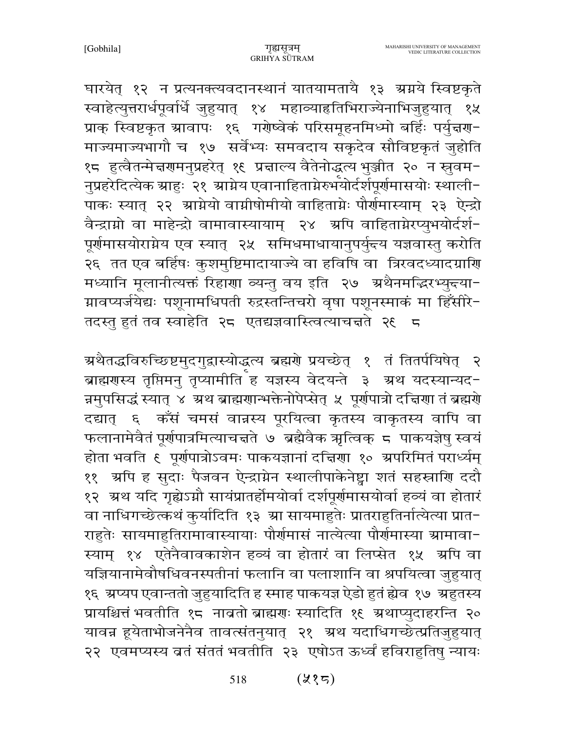घारयेत् १२ न प्रत्यनक्त्यवदानस्थानं यातयामतायै १३ अग्नये स्विष्टकृते स्वाहेत्युत्तरार्धपूर्वार्धे जुहुयात् १४ महाव्याहृतिभिराज्येनाभिजुहुयात् १५ प्राक् स्विष्टकृत आवापः १६ गणेष्वेकं परिसमूहनमिध्मो बर्हिः पर्युक्षण-माज्यमाज्यभागौ च १७ सर्वेभ्यः समवदाय सकृदेव सौविष्टकृतं जुहोति १८ हुत्वैतन्मेक्षणमनुप्रहरेत् १९ प्रक्षाल्य वैतेनोद्धृत्य भुञ्जीत २० न स्रुवम-नुप्रहरेदित्येक आहुः २१ आग्नेय एवानाहिताग्नेरुभयोर्दर्शपूर्णमासयोः स्थाली-पाकः स्यात् २२ आग्नेयो वाग्नीषोमीयो वाहिताग्नेः पौर्णमास्याम् २३ ऐन्द्रो वैन्द्राग्नो वा माहेन्द्रो वामावास्यायाम् २४ अपि वाहिताग्नेरप्युभयोर्दर्श-पूर्णमासयोराग्नेय एव स्यात् २५ समिधमाधायानुपर्युक्ष्य यज्ञवास्तु करोति २६ तत एव बर्हिषः कुशमुष्टिमादायाज्ये वा हविषि वा त्रिरवदध्यादग्राणि मध्यानि मूलानीत्यक्तं रिहाणा व्यन्तु वय इति २७ अथैनमद्भिरभ्युक्ष्या-ग्नावप्यर्जयेद्यः पशूनामधिपती रुद्रस्तन्तिचरो वृषा पशूनस्माकं मा हिँसीरे-तदस्तु हुतं तव स्वाहेति २८ एतद्यज्ञवास्त्वित्याचक्षते २९ ८

अथैतद्धविरुच्छिष्टमुदगुद्वास्योद्धृत्य ब्रह्मणे प्रयच्छेत् १ तं तितर्पयिषेत् २ ब्राह्मणस्य तृप्तिमनु तृप्यामीति ह यज्ञस्य वेदयन्ते ३ अथ यदस्यान्यद-न्नमुपसिद्धं स्यात् ४ अथ ब्राह्मणान्भक्तेनोपेप्सेत् ५ पूर्णपात्रो दक्षिणा तं ब्रह्मणे दद्यात् ६ कँसं चमसं वान्नस्य पूरयित्वा कृतस्य वाकृतस्य वापि वा फलानामेवैतं पूर्णपात्रमित्याचक्षते ७ ब्रह्मैवैक ऋत्विक् ८ पाकयज्ञेषु स्वयं होता भवति ९ पूर्णपात्रोऽवमः पाकयज्ञानां दक्षिणा १० अपरिमितं परार्ध्यम् ११ अपि ह सुदाः पैजवन ऐन्द्राग्नेन स्थालीपाकेनेष्ट्वा शतं सहस्राणि ददौ १२ अथ यदि गृह्येऽग्नौ सायंप्रातर्होमयोर्वा दर्शपूर्णमासयोर्वा हव्यं वा होतारं वा नाधिगच्छेत्कथं कुर्यादिति १३ आ सायमाहुतेः प्रातराहुतिर्नात्येत्या प्रात-राहुतेः सायमाहुतिरामावास्यायाः पौर्णमासं नात्येत्या पौर्णमास्या आमावा-स्याम् १४ एतेनैवावकाशेन हव्यं वा होतारं वा लिप्सेत १५ अपि वा यज्ञियानामेवौषधिवनस्पतीनां फलानि वा पलाशानि वा श्रपयित्वा जुहुयात् १६ अप्यप एवान्ततो जुहुयादिति ह स्माह पाकयज्ञ ऐडो हुतं ह्येव १७ अहुतस्य प्रायश्चित्तं भवतीति १८ नाव्रतो ब्राह्मणः स्यादिति १९ अथाप्युदाहरन्ति २० यावन्न हूयेताभोजनेनैव तावत्संतनुयात् २१ अथ यदाधिगच्छेत्प्रतिजुहुयात् २२ एवमप्यस्य व्रतं संततं भवतीति २३ एषोऽत ऊर्ध्वं हविराहुतिषु न्यायः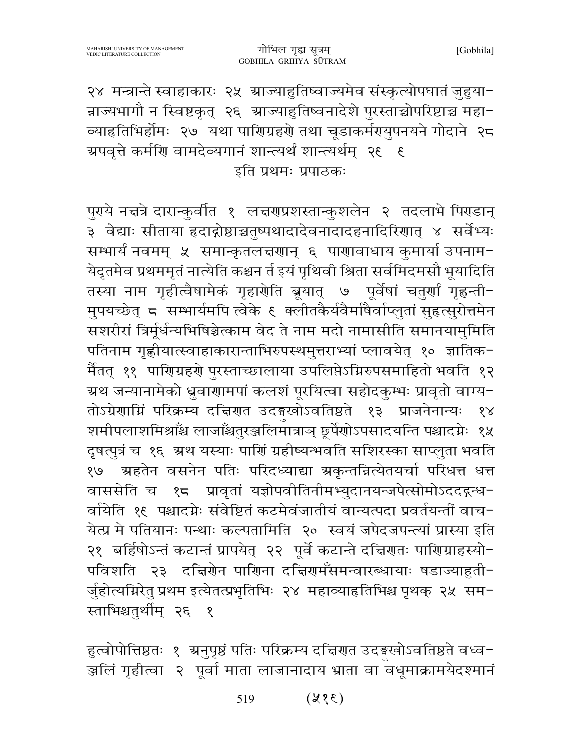२४ मन्त्रान्ते स्वाहाकारः २५ आज्याहुतिष्वाज्यमेव संस्कृत्योपघातं जुहुयान्नाज्यभागौ न स्विष्टकृत् २६ आज्याहुतिष्वनादेशे पुरस्ताच्चोपरिष्टाच्च महाव्याहृतिभिर्होमः २७ यथा पाणिग्रहणे तथा चूडाकर्मण्युपनयने गोदाने २८ अपवृत्ते कर्मणि वामदेव्यगानं शान्त्यर्थं शान्त्यर्थम् २९ ९

इति प्रथमः प्रपाठकः

पुण्ये नक्षत्रे दारान्कुर्वीत १ लक्षणप्रशस्तान्कुशलेन २ तदलाभे पिण्डान् ३ वेद्याः सीताया हृदाद्गोष्ठाच्चतुष्पथादादेवनादादहनादिरिणात् ४ सर्वेभ्यः सम्भार्यं नवमम् ५ समान्कृतलक्षणान् ६ पाणावाधाय कुमार्या उपनामयेदृतमेव प्रथममृतं नात्येति कश्चन र्त इयं पृथिवी श्रिता सर्वमिदमसौ भूयादिति तस्या नाम गृहीत्वैषामेकं गृहाणेति ब्रूयात् ७ पूर्वेषां चतुर्णां गृह्णन्तीमुपयच्छेत् ८ सम्भार्यमपि त्वेके ९ क्लीतकैर्यवैर्माषैर्वाप्लुतां सुहृत्सुरोत्तमेन सशरीरां त्रिर्मूर्धन्यभिषिञ्चेत्काम वेद ते नाम मदो नामासीति समानयामुमिति पतिनाम गृह्णीयात्स्वाहाकारान्ताभिरुपस्थमुत्तराभ्यां प्लावयेत् १० ज्ञातिकर्मैतत् ११ पाणिग्रहणे पुरस्ताच्छालाया उपलिप्तेऽग्निरुपसमाहितो भवति १२ अथ जन्यानामेको ध्रुवाणामपां कलशं पूरयित्वा सहोदकुम्भः प्रावृतो वाग्यतोऽग्रेणाग्निं परिक्रम्य दक्षिणत उदङ्मुखोऽवतिष्ठते १३ प्राजनेनान्यः १४ शमीपलाशमिश्राँश्च लाजाँश्चतुरञ्जलिमात्राञ् छूर्पेणोऽपसादयन्ति पश्चादग्नेः १५ दृषत्पुत्रं च १६ अथ यस्याः पाणिं ग्रहीष्यन्भवति सशिरस्का साप्लुता भवति १७ अहतेन वसनेन पतिः परिदध्याद्या अकृन्तन्नित्येतयर्चा परिधत्त धत्त वाससेति च १८ प्रावृतां यज्ञोपवीतिनीमभ्युदानयन्जपेत्सोमोऽददद्गन्धर्वायेति १९ पश्चादग्नेः संवेष्टितं कटमेवंजातीयं वान्यत्पदा प्रवर्तयन्तीं वाचयेत्प्र मे पतियानः पन्थाः कल्पतामिति २० स्वयं जपेदजपन्त्यां प्रास्या इति २१ बर्हिषोऽन्तं कटान्तं प्रापयेत् २२ पूर्वे कटान्ते दक्षिणतः पाणिग्राहस्योपविशति २३ दक्षिणेन पाणिना दक्षिणमँसमन्वारब्धायाः षडाज्याहुतीर्जुहोत्यग्निरेतु प्रथम इत्येतत्प्रभृतिभिः २४ महाव्याहृतिभिश्च पृथक् २५ समस्ताभिश्चतुर्थीम् २६ १

हुत्वोपोत्तिष्ठतः १ अनुपृष्ठं पतिः परिक्रम्य दक्षिणत उदङ्मुखोऽवतिष्ठते वध्वञ्जलिं गृहीत्वा २ पूर्वा माता लाजानादाय भ्राता वा वधूमाक्रामयेदश्मानं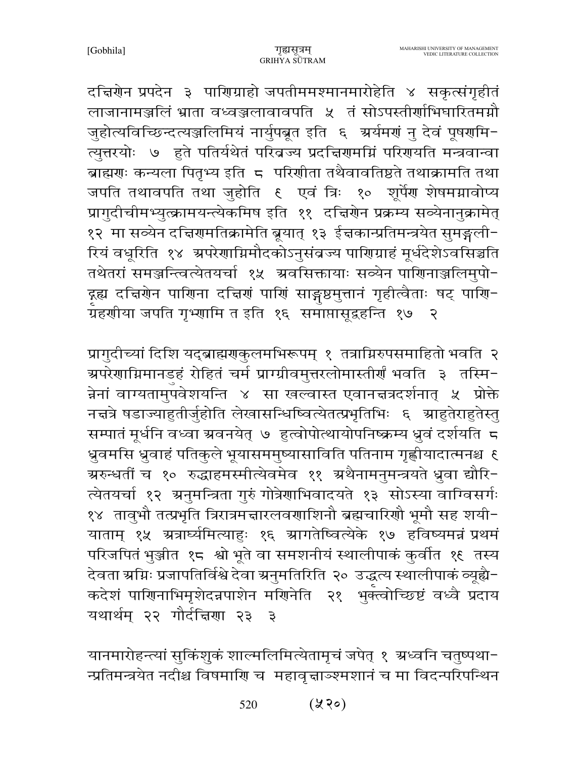दक्षिणेन प्रपदेन ३ पाणिग्राहो जपतीममश्मानमारोहेति ४ सकृत्संगृहीतं लाजानामञ्जलिं भ्राता वध्वञ्जलावावपति ५ तं सोऽपस्तीर्णाभिघारितमग्नौ जुहोत्यविच्छिन्दत्यञ्जलिमियं नार्युपब्रूत इति ६ अर्यमणं नु देवं पूषणमित्युत्तरयोः ७ हुते पतिर्यथेतं परिव्रज्य प्रदक्षिणमग्निं परिणयति मन्त्रवान्वा ब्राह्मणः कन्यला पितृभ्य इति ८ परिणीता तथैवावतिष्ठते तथाक्रामति तथा जपति तथावपति तथा जुहोति ९ एवं त्रिः १० शूर्पेण शेषमग्नावोप्य प्रागुदीचीमभ्युत्क्रामयन्त्येकमिष इति ११ दक्षिणेन प्रक्रम्य सव्येनानुक्रामेत् १२ मा सव्येन दक्षिणमतिक्रामेति ब्रूयात् १३ ईक्षकान्प्रतिमन्त्रयेत सुमङ्गलीरियं वधूरिति १४ अपरेणाग्निमौदकोऽनुसंव्रज्य पाणिग्राहं मूर्धदेशेऽवसिञ्चति तथेतरां समञ्जन्त्वित्येतयर्चा १५ अवसिक्तायाः सव्येन पाणिनाञ्जलिमुपोद्गृह्य दक्षिणेन पाणिना दक्षिणं पाणिं साङ्गुष्ठमुत्तानं गृहीत्वैताः षट् पाणिग्रहणीया जपति गृभ्णामि त इति १६ समाप्तासूद्वहन्ति १७ २

प्रागुदीच्यां दिशि यद्ब्राह्मणकुलमभिरूपम् १ तत्राग्निरुपसमाहितो भवति २ अपरेणाग्निमानडुहं रोहितं चर्म प्राग्ग्रीवमुत्तरलोमास्तीर्णं भवति ३ तस्मिन्नेनां वाग्यतामुपवेशयन्ति ४ सा खल्वास्त एवानक्षत्रदर्शनात् ५ प्रोक्ते नक्षत्रे षडाज्याहुतीर्जुहोति लेखासन्धिष्वित्येतत्प्रभृतिभिः ६ आहुतेराहुतेस्तु सम्पातं मूर्धनि वध्वा अवनयेत् ७ हुत्वोपोत्थायोपनिष्क्रम्य ध्रुवं दर्शयति ८ ध्रुवमसि ध्रुवाहं पतिकुले भूयासममुष्यासाविति पतिनाम गृह्णीयादात्मनश्च ९ अरुन्धतीं च १० रुद्धाहमस्मीत्येवमेव ११ अथैनामनुमन्त्रयते ध्रुवा द्यौरित्येतयर्चा १२ अनुमन्त्रिता गुरुं गोत्रेणाभिवादयते १३ सोऽस्या वाग्विसर्गः १४ तावुभौ तत्प्रभृति त्रिरात्रमक्षारलवणाशिनौ ब्रह्मचारिणौ भूमौ सह शयीयाताम् १५ अत्रार्घ्यमित्याहुः १६ आगतेष्वित्येके १७ हविष्यमन्नं प्रथमं परिजपितं भुञ्जीत १८ श्वो भूते वा समशनीयं स्थालीपाकं कुर्वीत १९ तस्य देवता अग्निः प्रजापतिर्विश्वे देवा अनुमतिरिति २० उद्धृत्य स्थालीपाकं व्यूह्यैकदेशं पाणिनाभिमृशेदन्नपाशेन मणिनेति २१ भुक्त्वोच्छिष्टं वध्वै प्रदाय यथार्थम् २२ गौर्दक्षिणा २३ ३

यानमारोहन्त्यां सुकिंशुकं शाल्मलिमित्येतामृचं जपेत् १ अध्वनि चतुष्पथान्प्रतिमन्त्रयेत नदीश्च विषमाणि च महावृक्षाञ्श्मशानं च मा विदन्परिपन्थिन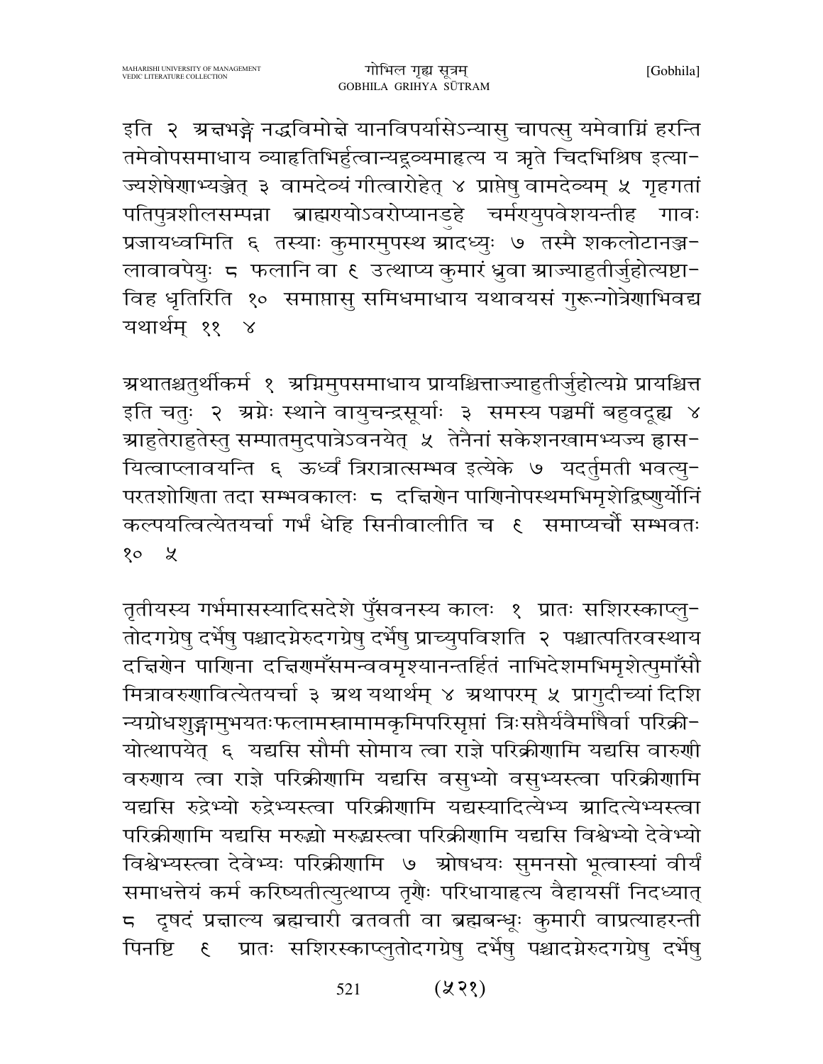इति २ अक्षभङ्गे नद्धविमोक्षे यानविपर्यासेऽन्यासु चापत्सु यमेवाग्निं हरन्ति तमेवोपसमाधाय व्याहृतिभिर्हुत्वान्यद्रव्यमाहृत्य य ऋते चिदभिश्रिष इत्याज्यशेषेणाभ्यञ्ज्यात् ३ वामदेव्यं गीत्वारोहेत् ४ प्राप्तेषु वामदेव्यम् ५ गृहगतां पतिपुत्रशीलसम्पन्ना ब्राह्मण्योऽवरोप्यानडुहे चर्मण्युपवेशयन्तीह गावः प्रजायध्वमिति ६ तस्याः कुमारमुपस्थ आदध्युः ७ तस्मै शकलोटानञ्जलावावपेयुः ८ फलानि वा ९ उत्थाप्य कुमारं ध्रुवा आज्याहुतीर्जुहोत्यष्टाविह धृतिरिति १० समाप्तासु समिधमाधाय यथावयसं गुरून्गोत्रेणाभिवद्य यथार्थम् ११ ४

अथातश्चतुर्थीकर्म १ अग्निमुपसमाधाय प्रायश्चित्ताज्याहुतीर्जुहोत्यग्ने प्रायश्चित्त इति चतुः २ अग्नेः स्थाने वायुचन्द्रसूर्याः ३ समस्य पञ्चमीं बहुवदूह्य ४ आहुतेराहुतेस्तु सम्पातमुदपात्रेऽवनयेत् ५ तेनैनां सकेशनखामभ्यज्य ह्रासयित्वाप्लावयन्ति ६ ऊर्ध्वं त्रिरात्रात्सम्भव इत्येके ७ यदर्तुमती भवत्युपरतशोणिता तदा सम्भवकालः ८ दक्षिणेन पाणिनोपस्थमभिमृशेद्विष्णुर्योनिं कल्पयत्वित्येतयर्चा गर्भं धेहि सिनीवालीति च ९ समाप्यर्चौ सम्भवतः १० ५

तृतीयस्य गर्भमासस्यादिसदेशे पुँसवनस्य कालः १ प्रातः सशिरस्काप्लुतोदगग्रेषु दर्भेषु पश्चादग्नेरुदगग्रेषु दर्भेषु प्राच्युपविशति २ पश्चात्पतिरवस्थाय दक्षिणेन पाणिना दक्षिणमँसमन्ववमृश्यानन्तर्हितं नाभिदेशमभिमृशेत्पुमाँसौ मित्रावरुणावित्येतयर्चा ३ अथ यथार्थम् ४ अथापरम् ५ प्रागुदीच्यां दिशि न्यग्रोधशुङ्गामुभयतःफलामस्रामामकृमिपरिसृप्तां त्रिःसप्तैर्यवैर्माषैर्वा परिक्रीयोत्थापयेत् ६ यद्यसि सौमी सोमाय त्वा राज्ञे परिक्रीणामि यद्यसि वारुणी वरुणाय त्वा राज्ञे परिक्रीणामि यद्यसि वसुभ्यो वसुभ्यस्त्वा परिक्रीणामि यद्यसि रुद्रेभ्यो रुद्रेभ्यस्त्वा परिक्रीणामि यद्यस्यादित्येभ्य आदित्येभ्यस्त्वा परिक्रीणामि यद्यसि मरुद्भ्यो मरुद्भ्यस्त्वा परिक्रीणामि यद्यसि विश्वेभ्यो देवेभ्यो विश्वेभ्यस्त्वा देवेभ्यः परिक्रीणामि ७ ओषधयः सुमनसो भूत्वास्यां वीर्यं समाधत्तेयं कर्म करिष्यतीत्युत्थाप्य तृणैः परिधायाहृत्य वैहायसीं निदध्यात् ८ दृषदं प्रक्षाल्य ब्रह्मचारी व्रतवती वा ब्रह्मबन्धूः कुमारी वाप्रत्याहरन्ती पिनष्टि ९ प्रातः सशिरस्काप्लुतोदगग्रेषु दर्भेषु पश्चादग्नेरुदगग्रेषु दर्भेषु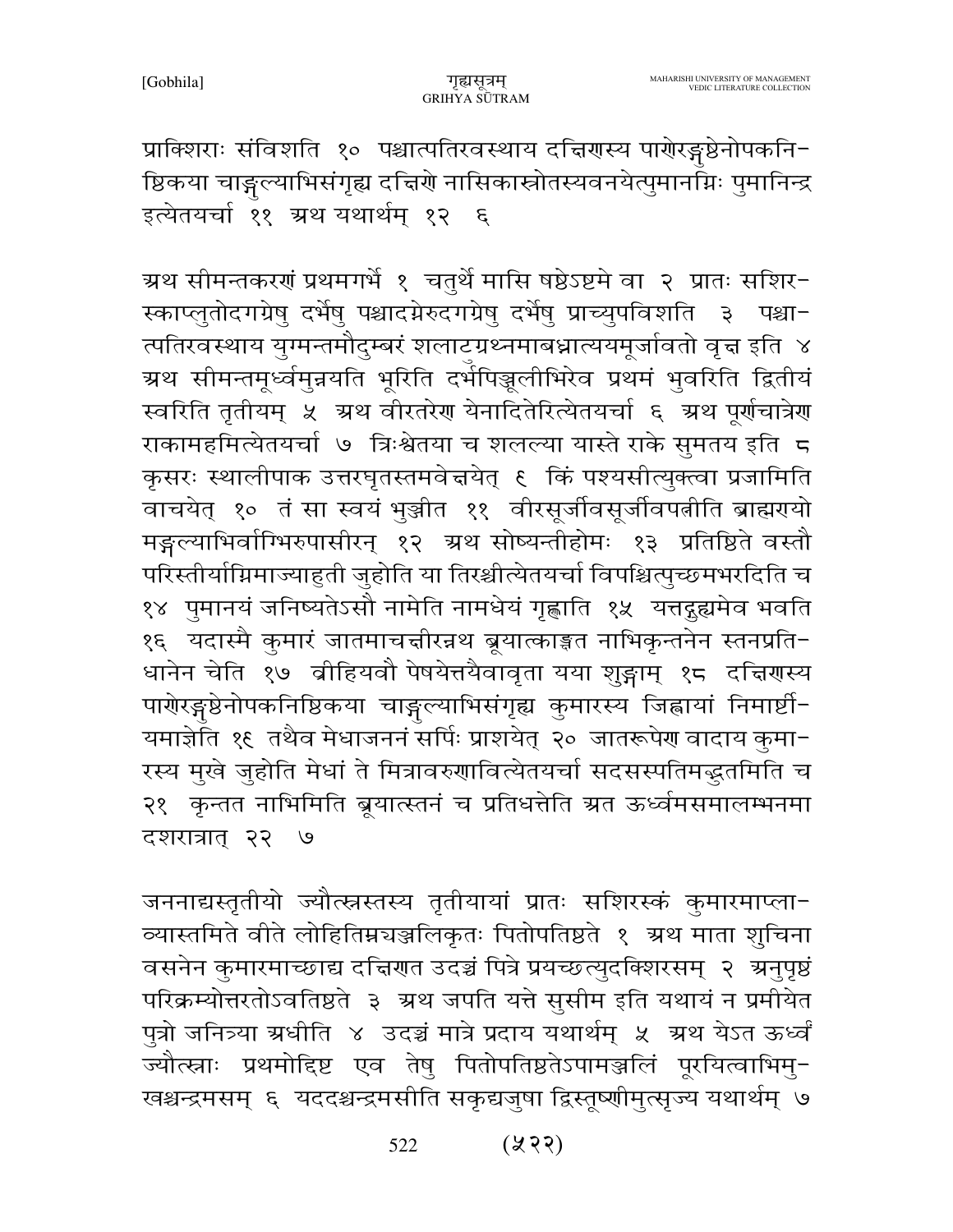प्राक्शिराः संविशति १० पश्चात्पतिरवस्थाय दक्षिणस्य पाणेरङ्गुष्ठेनोपकनि-ष्ठिकया चाङ्गुल्याभिसंगृह्य दक्षिणे नासिकास्त्रोतस्यवनयेत्पुमानग्निः पुमानिन्द्र इत्येतयर्चा ११ अथ यथार्थम् १२ ६

अथ सीमन्तकरणं प्रथमगर्भे १ चतुर्थे मासि षष्ठेऽष्टमे वा २ प्रातः सशिर-स्काप्लुतोदगग्रेषु दर्भेषु पश्चादग्नेरुदगग्रेषु दर्भेषु प्राच्युपविशति ३ पश्चा-त्पतिरवस्थाय युग्मन्तमौदुम्बरं शलाटुग्रथ्नमाबध्नात्ययमूर्जावतो वृक्ष इति ४ अथ सीमन्तमूर्ध्वमुन्नयति भूरिति दर्भपिञ्जूलीभिरेव प्रथमं भुवरिति द्वितीयं स्वरिति तृतीयम् ५ अथ वीरतरेण येनादितेरित्येतयर्चा ६ अथ पूर्णचात्रेण राकामहमित्येतयर्चा ७ त्रिःश्वेतया च शलल्या यास्ते राके सुमतय इति ८ कृसरः स्थालीपाक उत्तरघृतस्तमवेक्षयेत् ९ किं पश्यसीत्युक्त्वा प्रजामिति वाचयेत् १० तं सा स्वयं भुञ्जीत ११ वीरसूर्जीवसूर्जीवपत्नीति ब्राह्मण्यो मङ्गल्याभिर्वाग्भिरुपासीरन् १२ अथ सोष्यन्तीहोमः १३ प्रतिष्ठिते वस्तौ परिस्तीर्याग्निमाज्याहुती जुहोति या तिरश्चीत्येतयर्चा विपश्चित्पुच्छमभरदिति च १४ पुमानयं जनिष्यतेऽसौ नामेति नामधेयं गृह्णाति १५ यत्तद्गुह्यमेव भवति १६ यदास्मै कुमारं जातमाचक्षीरन्नथ ब्रूयात्काङ्क्षत नाभिकृन्तनेन स्तनप्रति-धानेन चेति १७ व्रीहियवौ पेषयेत्तयैवावृता यया शुङ्गाम् १८ दक्षिणस्य पाणेरङ्गुष्ठेनोपकनिष्ठिकया चाङ्गुल्याभिसंगृह्य कुमारस्य जिह्वायां निमार्ष्टी-यमाज्ञेति १९ तथैव मेधाजननं सर्पिः प्राशयेत् २० जातरूपेण वादाय कुमा-रस्य मुखे जुहोति मेधां ते मित्रावरुणावित्येतयर्चा सदसस्पतिमद्भुतमिति च २१ कृन्तत नाभिमिति ब्रूयात्स्तनं च प्रतिधत्तेति अत ऊर्ध्वमसमालम्भनमा दशरात्रात् २२ ७

जननाद्यस्तृतीयो ज्यौत्स्नस्तस्य तृतीयायां प्रातः सशिरस्कं कुमारमाप्ला-व्यास्तमिते वीते लोहितिम्नयञ्जलिकृतः पितोपतिष्ठते १ अथ माता शुचिना वसनेन कुमारमाच्छाद्य दक्षिणत उदञ्चं पित्रे प्रयच्छत्युदक्शिरसम् २ अनुपृष्ठं परिक्रम्योत्तरतोऽवतिष्ठते ३ अथ जपति यत्ते सुसीम इति यथायं न प्रमीयेत पुत्रो जनित्र्या अधीति ४ उदञ्चं मात्रे प्रदाय यथार्थम् ५ अथ येऽत ऊर्ध्वं ज्यौत्स्नाः प्रथमोद्दिष्ट एव तेषु पितोपतिष्ठतेऽपामञ्जलिं पूरयित्वाभिमु-खश्चन्द्रमसम् ६ यददश्चन्द्रमसीति सकृद्यजुषा द्विस्तूष्णीमुत्सृज्य यथार्थम् ७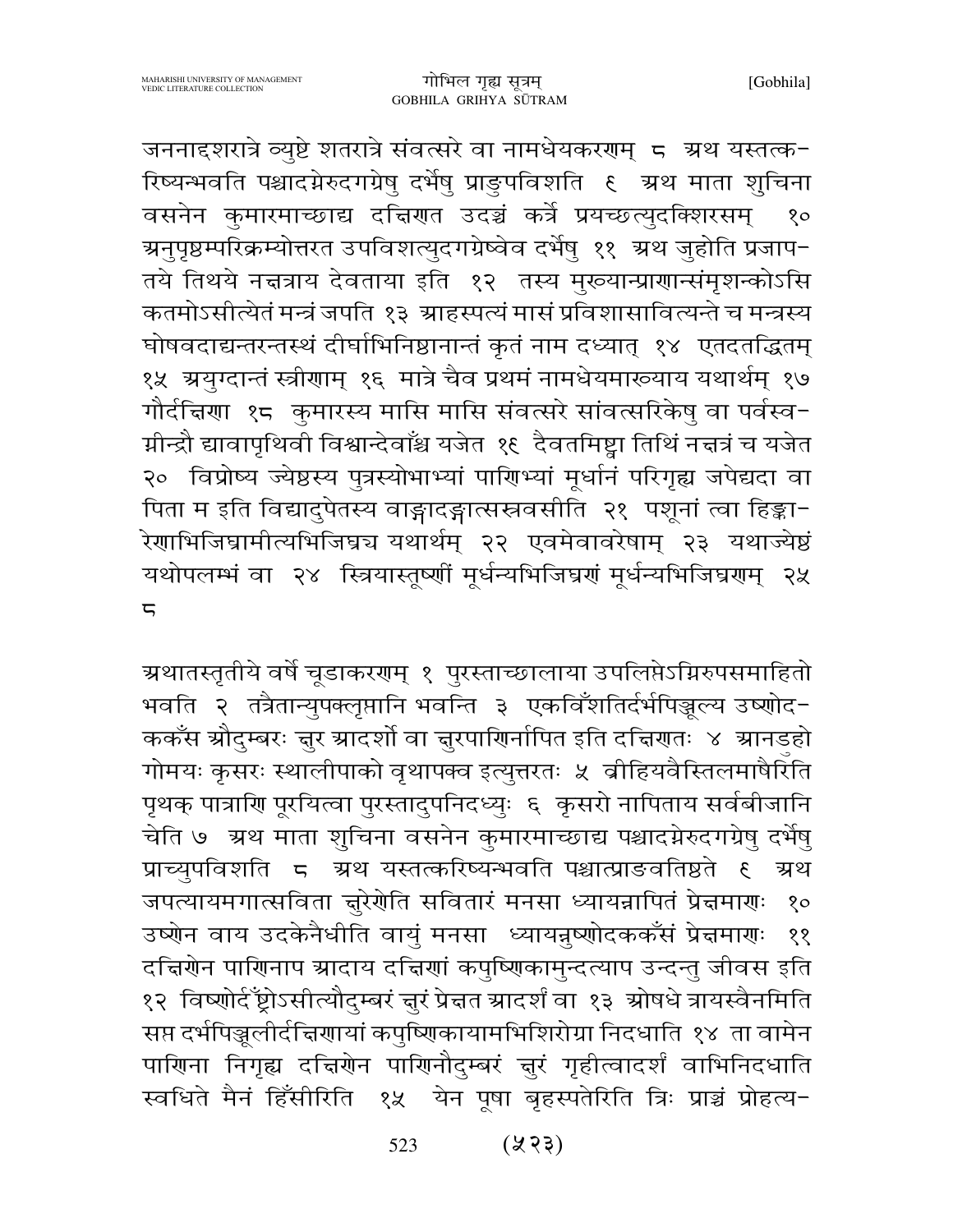जननाद्दशरात्रे व्युष्टे शतरात्रे संवत्सरे वा नामधेयकरणम् ८ अथ यस्तत्क-रिष्यन्भवति पश्चादग्नेरुदगग्रेषु दर्भेषु प्राङुपविशति ९ अथ माता शुचिना वसनेन कुमारमाच्छाद्य दक्षिणत उदञ्चं कर्त्रे प्रयच्छत्युदक्शिरसम् १० अनुपृष्ठम्परिक्रम्योत्तरत उपविशत्युदगग्रेष्वेव दर्भेषु ११ अथ जुहोति प्रजाप-तये तिथये नक्षत्राय देवताया इति १२ तस्य मुख्यान्प्राणान्संमृशन्कोऽसि कतमोऽसीत्येतं मन्त्रं जपति १३ आहस्पत्यं मासं प्रविशासावित्यन्ते च मन्त्रस्य घोषवदाद्यन्तरन्तस्थं दीर्घाभिनिष्ठानान्तं कृतं नाम दध्यात् १४ एतदतद्धितम् १५ अयुग्दान्तं स्त्रीणाम् १६ मात्रे चैव प्रथमं नामधेयमाख्याय यथार्थम् १७ गौर्दक्षिणा १८ कुमारस्य मासि मासि संवत्सरे सांवत्सरिकेषु वा पर्वस्व-ग्नीन्द्रौ द्यावापृथिवी विश्वान्देवाँश्च यजेत १९ दैवतमिष्ट्वा तिथिं नक्षत्रं च यजेत २० विप्रोष्य ज्येष्ठस्य पुत्रस्योभाभ्यां पाणिभ्यां मूर्धानं परिगृह्य जपेद्यदा वा पिता म इति विद्यादुपेतस्य वाङ्गादङ्गात्सस्रवसीति २१ पशूनां त्वा हिङ्का-रेणाभिजिघ्रामीत्यभिजिघ्रच्च यथार्थम् २२ एवमेवावरेषाम् २३ यथाज्येष्ठं यथोपलम्भं वा २४ स्त्रियास्तूष्णीं मूर्धन्यभिजिघ्रणं मूर्धन्यभिजिघ्रणम् २५ ८

अथातस्तृतीये वर्षे चूडाकरणम् १ पुरस्ताच्छालाया उपलिप्तेऽग्निरुपसमाहितो भवति २ तत्रैतान्युपक्लृप्तानि भवन्ति ३ एकविँशतिर्दर्भपिञ्जूल्य उष्णोद-ककँस औदुम्बरः क्षुर आदर्शो वा क्षुरपाणिर्नापित इति दक्षिणतः ४ आनडुहो गोमयः कृसरः स्थालीपाको वृथापक्व इत्युत्तरतः ५ व्रीहियवैस्तिलमाषैरिति पृथक् पात्राणि पूरयित्वा पुरस्तादुपनिदध्युः ६ कृसरो नापिताय सर्वबीजानि चेति ७ अथ माता शुचिना वसनेन कुमारमाच्छाद्य पश्चादग्नेरुदगग्रेषु दर्भेषु प्राच्युपविशति ८ अथ यस्तत्करिष्यन्भवति पश्चात्प्राङवतिष्ठते ९ अथ जपत्यायमगात्सविता क्षुरेणेति सवितारं मनसा ध्यायन्नापितं प्रेक्षमाणः १० उष्णेन वाय उदकेनैधीति वायुं मनसा ध्यायन्नुष्णोदककँसं प्रेक्षमाणः ११ दक्षिणेन पाणिनाप आदाय दक्षिणां कपुष्णिकामुन्दत्याप उन्दन्तु जीवस इति १२ विष्णोर्दँष्ट्रोऽसीत्यौदुम्बरं क्षुरं प्रेक्षत आदर्शं वा १३ ओषधे त्रायस्वैनमिति सप्त दर्भपिञ्जूलीर्दक्षिणायां कपुष्णिकायामभिशिरोग्रा निदधाति १४ ता वामेन पाणिना निगृह्य दक्षिणेन पाणिनौदुम्बरं क्षुरं गृहीत्वादर्शं वाभिनिदधाति स्वधिते मैनं हिँसीरिति १५ येन पूषा बृहस्पतेरिति त्रिः प्राञ्चं प्रोहत्य-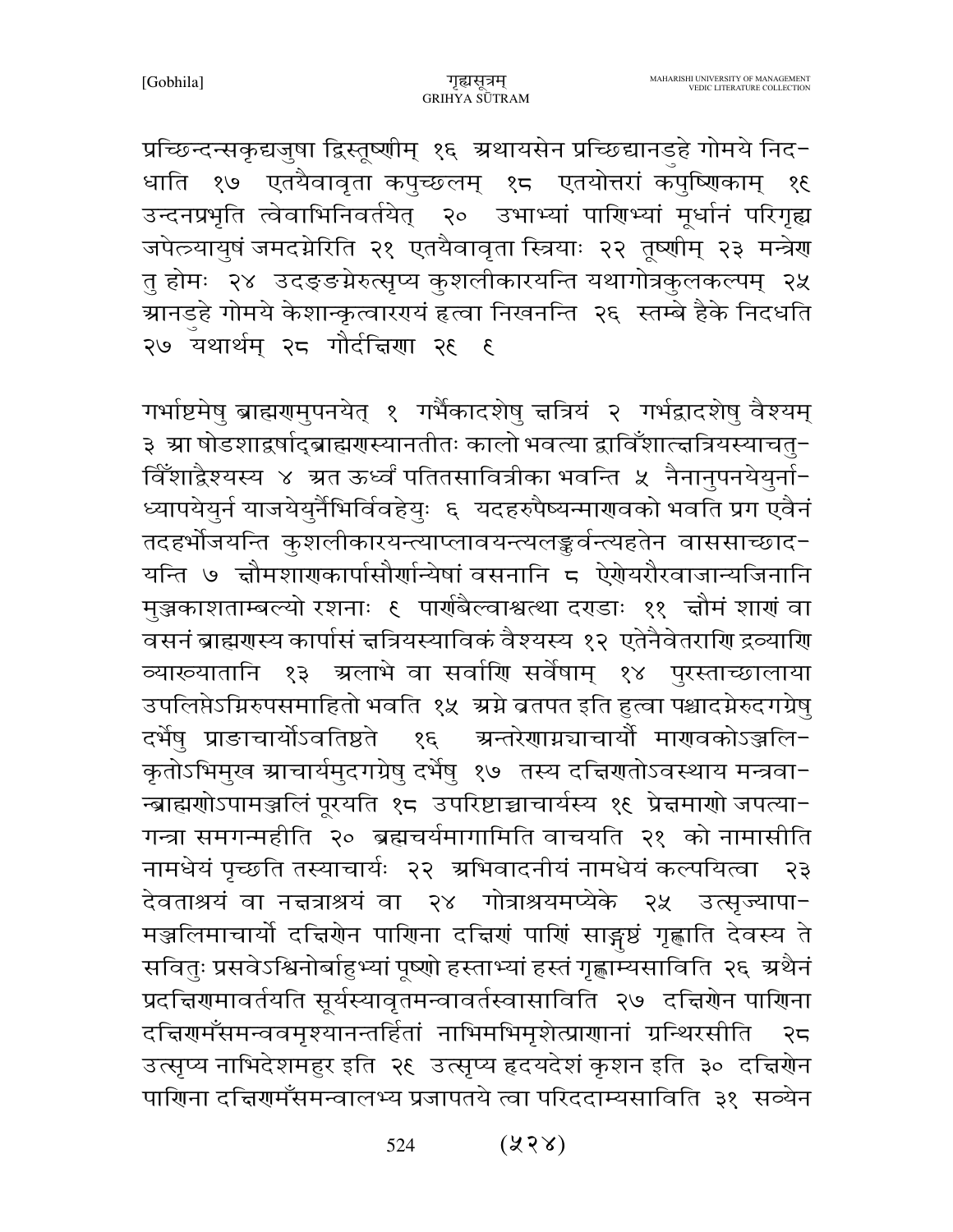प्रच्छिन्दन्सकृद्यजुषा द्विस्तूष्णीम् १६ अथायसेन प्रच्छिद्यानडुहे गोमये निद-धाति १७ एतयैवावृता कपुच्छलम् १८ एतयोत्तरां कपुष्णिकाम् १९ उन्दनप्रभृति त्वेवाभिनिवर्तयेत् २० उभाभ्यां पाणिभ्यां मूर्धानं परिगृह्य जपेत्त्र्यायुषं जमदग्नेरिति २१ एतयैवावृता स्त्रियाः २२ तूष्णीम् २३ मन्त्रेण तु होमः २४ उदङङग्नेरुत्सृप्य कुशलीकारयन्ति यथागोत्रकुलकल्पम् २५ आनडुहे गोमये केशान्कृत्वारण्यं हृत्वा निखनन्ति २६ स्तम्बे हैके निदधति २७ यथार्थम् २८ गौर्दक्षिणा २९ ९

गर्भाष्टमेषु ब्राह्मणमुपनयेत् १ गर्भैकादशेषु क्षत्रियं २ गर्भद्वादशेषु वैश्यम् ३ आ षोडशाद्वर्षाद्ब्राह्मणस्यानतीतः कालो भवत्या द्वाविँशात्क्षत्रियस्याचतु-र्विँशाद्वैश्यस्य ४ अत ऊर्ध्वं पतितसावित्रीका भवन्ति ५ नैनानुपनयेयुर्ना-ध्यापयेयुर्न याजयेयुर्नैभिर्विवहेयुः ६ यदहरुपैष्यन्माणवको भवति प्रग एवैनं तदहर्भोजयन्ति कुशलीकारयन्त्याप्लावयन्त्यलङ्कुर्वन्त्यहतेन वाससाच्छाद-यन्ति ७ क्षौमशाणकार्पासौर्णान्येषां वसनानि ८ ऐणेयरौरवाजान्यजिनानि मुञ्जकाशताम्बल्यो रशनाः ९ पार्णबैल्वाश्वत्था दण्डाः ११ क्षौमं शाणं वा वसनं ब्राह्मणस्य कार्पासं क्षत्रियस्याविकं वैश्यस्य १२ एतेनैवेतराणि द्रव्याणि व्याख्यातानि १३ अलाभे वा सर्वाणि सर्वेषाम् १४ पुरस्ताच्छालाया उपलिप्तेऽग्निरुपसमाहितो भवति १५ अग्ने व्रतपत इति हुत्वा पश्चादग्नेरुदगग्रेषु दर्भेषु प्राङाचार्योऽवतिष्ठते १६ अन्तरेणाग्न्याचार्यौ माणवकोऽञ्जलि-कृतोऽभिमुख आचार्यमुदगग्रेषु दर्भेषु १७ तस्य दक्षिणतोऽवस्थाय मन्त्रवा-न्ब्राह्मणोऽपामञ्जलिं पूरयति १८ उपरिष्टाच्चाचार्यस्य १९ प्रेक्षमाणो जपत्या-गन्त्रा समगन्महीति २० ब्रह्मचर्यमागामिति वाचयति २१ को नामासीति नामधेयं पृच्छति तस्याचार्यः २२ अभिवादनीयं नामधेयं कल्पयित्वा २३ देवताश्रयं वा नक्षत्राश्रयं वा २४ गोत्राश्रयमप्येके २५ उत्सृज्यापा-मञ्जलिमाचार्यो दक्षिणेन पाणिना दक्षिणं पाणिं साङ्गुष्ठं गृह्णाति देवस्य ते सवितुः प्रसवेऽश्विनोर्बाहुभ्यां पूष्णो हस्ताभ्यां हस्तं गृह्णाम्यसाविति २६ अथैनं प्रदक्षिणमावर्तयति सूर्यस्यावृतमन्वावर्तस्वासाविति २७ दक्षिणेन पाणिना दक्षिणमँसमन्ववमृश्यानन्तर्हितां नाभिमभिमृशेत्प्राणानां ग्रन्थिरसीति २८ उत्सृप्य नाभिदेशमहुर इति २९ उत्सृप्य हृदयदेशं कृशन इति ३० दक्षिणेन पाणिना दक्षिणमँसमन्वालभ्य प्रजापतये त्वा परिददाम्यसाविति ३१ सव्येन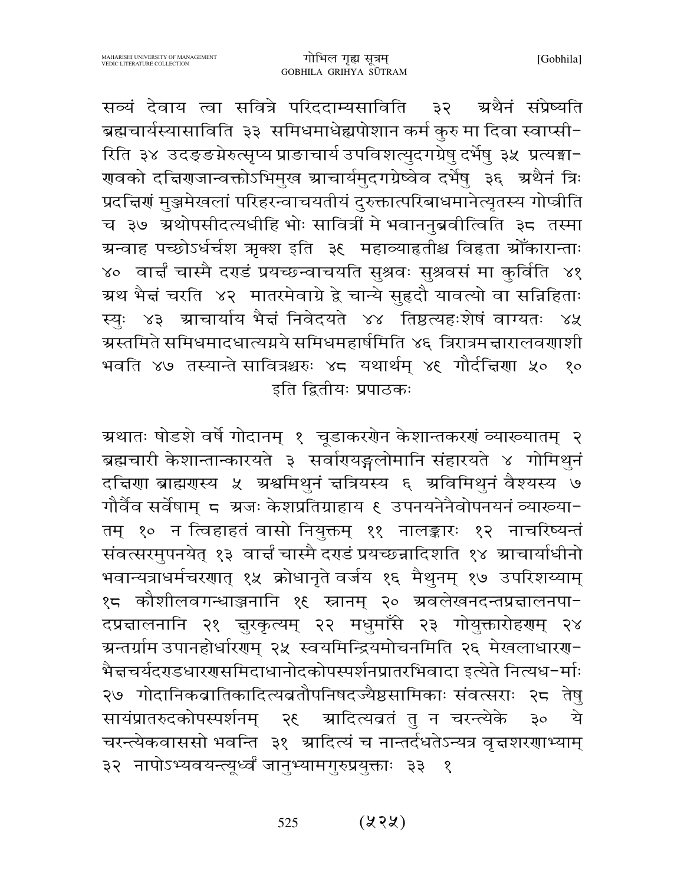सव्यं देवाय त्वा सवित्रे परिददाम्यसाविति ३२ अथैनं संप्रेष्यति ब्रह्मचार्यस्यासाविति ३३ समिधमाधेह्यपोशान कर्म कुरु मा दिवा स्वाप्सीरिति ३४ उदङ्ङग्रेरुत्सृप्य प्राङाचार्य उपविशत्युदगग्रेषु दर्भेषु ३५ प्रत्यङ्माणवको दक्षिणजान्वक्तोऽभिमुख आचार्यमुदगग्रेष्वेव दर्भेषु ३६ अथैनं त्रिः प्रदक्षिणं मुञ्जमेखलां परिहरन्वाचयतीयं दुरुक्तात्परिबाधमानेत्यृतस्य गोप्त्रीति च ३७ अथोपसीदत्यधीहि भोः सावित्रीं मे भवाननुब्रवीत्विति ३८ तस्मा अन्वाह पच्छोऽर्धर्चश ऋक्श इति ३९ महाव्याहृतीश्च विहृता ओँकारान्ताः ४० वार्क्षं चास्मै दण्डं प्रयच्छन्वाचयति सुश्रवः सुश्रवसं मा कुर्विति ४१ अथ भैक्षं चरति ४२ मातरमेवाग्रे द्वे चान्ये सुहृदौ यावत्यो वा सन्निहिताः स्युः ४३ आचार्याय भैक्षं निवेदयते ४४ तिष्ठत्यहःशेषं वाग्यतः ४५ अस्तमिते समिधमादधात्यग्नये समिधमहार्षमिति ४६ त्रिरात्रमक्षारालवणाशी भवति ४७ तस्यान्ते सावित्रश्चरुः ४८ यथार्थम् ४९ गौर्दक्षिणा ५० १०

इति द्वितीयः प्रपाठकः

अथातः षोडशे वर्षे गोदानम् १ चूडाकरणेन केशान्तकरणं व्याख्यातम् २ ब्रह्मचारी केशान्तान्कारयते ३ सर्वाण्यङ्गलोमानि संहारयते ४ गोमिथुनं दक्षिणा ब्राह्मणस्य ५ अश्वमिथुनं क्षत्रियस्य ६ अविमिथुनं वैश्यस्य ७ गौर्वैव सर्वेषाम् ८ अजः केशप्रतिग्राहाय ९ उपनयनेनैवोपनयनं व्याख्यातम् १० न त्विहाहतं वासो नियुक्तम् ११ नालङ्कारः १२ नाचरिष्यन्तं संवत्सरमुपनयेत् १३ वार्क्षं चास्मै दण्डं प्रयच्छन्नादिशति १४ आचार्याधीनो भवान्यत्राधर्मचरणात् १५ क्रोधानृते वर्जय १६ मैथुनम् १७ उपरिशय्याम् १८ कौशीलवगन्धाञ्जनानि १९ स्नानम् २० अवलेखनदन्तप्रक्षालनपादप्रक्षालनानि २१ क्षुरकृत्यम् २२ मधुमाँसे २३ गोयुक्तारोहणम् २४ अन्तर्ग्राम उपानहोर्धारणम् २५ स्वयमिन्द्रियमोचनमिति २६ मेखलाधारणभैक्षचर्यदण्डधारणसमिदाधानोदकोपस्पर्शनप्रातरभिवादा इत्येते नित्यधर्माः २७ गोदानिकव्रातिकादित्यव्रतौपनिषदज्यैष्ठसामिकाः संवत्सराः २८ तेषु सायंप्रातरुदकोपस्पर्शनम् २९ आदित्यव्रतं तु न चरन्त्येके ३० ये चरन्त्येकवाससो भवन्ति ३१ आदित्यं च नान्तर्दधतेऽन्यत्र वृक्षशरणाभ्याम् ३२ नापोऽभ्यवयन्त्यूर्ध्वं जानुभ्यामगुरुप्रयुक्ताः ३३ १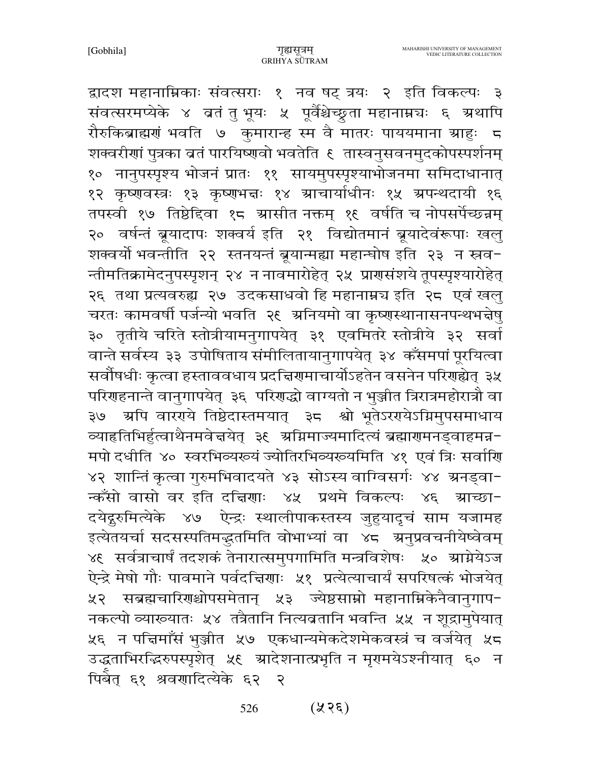द्वादश महानाम्निकाः संवत्सराः १ नव षट् त्रयः २ इति विकल्पः ३ संवत्सरमप्येके ४ व्रतं तु भूयः ५ पूर्वैश्चेच्छ्रुता महानाम्न्यः ६ अथापि रौरुकिब्राह्मणं भवति ७ कुमारान्ह स्म वै मातरः पाययमाना आहुः ८ शक्वरीणां पुत्रका व्रतं पारयिष्णवो भवतेति ९ तास्वनुसवनमुदकोपस्पर्शनम् १० नानुपस्पृश्य भोजनं प्रातः ११ सायमुपस्पृश्याभोजनमा समिदाधानात् १२ कृष्णवस्त्रः १३ कृष्णभक्षः १४ आचार्याधीनः १५ अपन्थदायी १६ तपस्वी १७ तिष्ठेद्दिवा १८ आसीत नक्तम् १९ वर्षति च नोपसर्पेच्छन्नम् २० वर्षन्तं ब्रूयादापः शक्वर्य इति २१ विद्योतमानं ब्रूयादेवंरूपाः खलु शक्वर्यो भवन्तीति २२ स्तनयन्तं ब्रूयान्मह्या महान्घोष इति २३ न स्रवन्तीमतिक्रामेदनुपस्पृशन् २४ न नावमारोहेत् २५ प्राणसंशये तूपस्पृश्यारोहेत् २६ तथा प्रत्यवरुह्य २७ उदकसाधवो हि महानाम्न्य इति २८ एवं खलु चरतः कामवर्षी पर्जन्यो भवति २९ अनियमो वा कृष्णस्थानासनपन्थभक्षेषु ३० तृतीये चरिते स्तोत्रीयामनुगापयेत् ३१ एवमितरे स्तोत्रीये ३२ सर्वा वान्ते सर्वस्य ३३ उपोषिताय संमीलितायानुगापयेत् ३४ कँसमपां पूरयित्वा सर्वौषधीः कृत्वा हस्ताववधाय प्रदक्षिणमाचार्योऽहतेन वसनेन परिणह्येत् ३५ परिणहनान्ते वानुगापयेत् ३६ परिणद्धो वाग्यतो न भुञ्जीत त्रिरात्रमहोरात्रौ वा ३७ अपि वारण्ये तिष्ठेदास्तमयात् ३८ श्वो भूतेऽरण्येऽग्निमुपसमाधाय व्याहृतिभिर्हुत्वाथैनमवेक्षयेत् ३९ अग्निमाज्यमादित्यं ब्रह्माणमनड्वाहमन्नमपो दधीति ४० स्वरभिव्यख्यं ज्योतिरभिव्यख्यमिति ४१ एवं त्रिः सर्वाणि ४२ शान्तिं कृत्वा गुरुमभिवादयते ४३ सोऽस्य वाग्विसर्गः ४४ अनड्वान्कँसो वासो वर इति दक्षिणाः ४५ प्रथमे विकल्पः ४६ आच्छादयेद्गुरुमित्येके ४७ ऐन्द्रः स्थालीपाकस्तस्य जुहुयादृचं साम यजामह इत्येतयर्चा सदसस्पतिमद्भुतमिति वोभाभ्यां वा ४८ अनुप्रवचनीयेष्वेवम् ४९ सर्वत्राचार्षं तदशकं तेनारात्समुपगामिति मन्त्रविशेषः ५० आग्नेयेऽज ऐन्द्रे मेषो गौः पावमाने पर्वदक्षिणाः ५१ प्रत्येत्याचार्यं सपरिषत्कं भोजयेत् ५२ सब्रह्मचारिणश्चोपसमेतान् ५३ ज्येष्ठसाम्नो महानाम्निकेनैवानुगापनकल्पो व्याख्यातः ५४ तत्रैतानि नित्यव्रतानि भवन्ति ५५ न शूद्रामुपेयात् ५६ न पक्षिमाँसं भुञ्जीत ५७ एकधान्यमेकदेशमेकवस्त्रं च वर्जयेत् ५८ उद्धृताभिरद्भिरुपस्पृशेत् ५९ आदेशनात्प्रभृति न मृण्मयेऽश्नीयात् ६० न पिबेत् ६१ श्रवणादित्येके ६२ २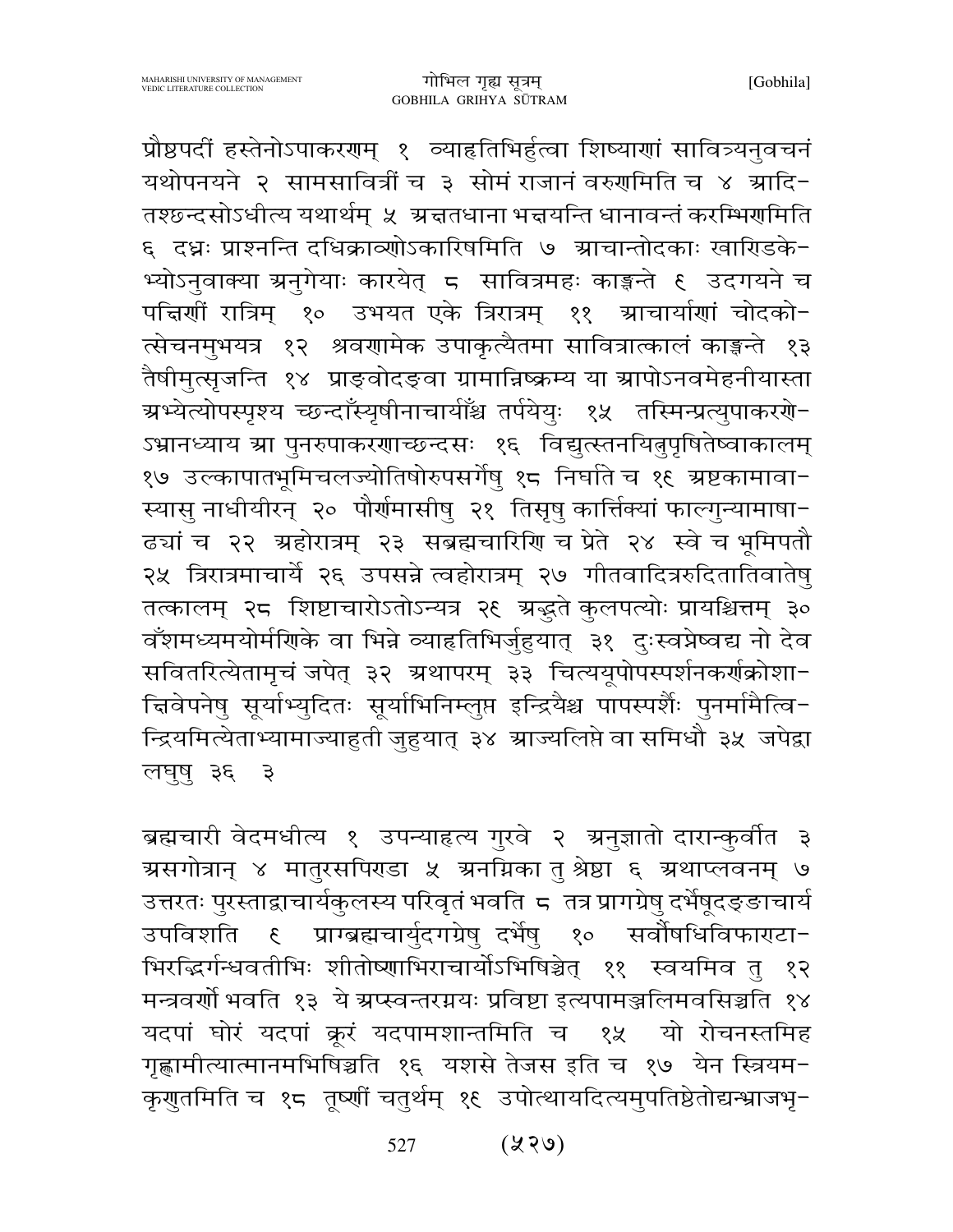प्रौष्ठपदीं हस्तेनोऽपाकरणम् १ व्याहृतिभिर्हुत्वा शिष्याणां सावित्र्यनुवचनं यथोपनयने २ सामसावित्रीं च ३ सोमं राजानं वरुणमिति च ४ आदितश्छन्दसोऽधीत्य यथार्थम् ५ अक्षतधाना भक्षयन्ति धानावन्तं करम्भिणमिति ६ दध्नः प्राश्नन्ति दधिक्राव्णोऽकारिषमिति ७ आचान्तोदकाः खाण्डिकेभ्योऽनुवाक्या अनुगेयाः कारयेत् ८ सावित्रमहः काङ्क्षन्ते ९ उदगयने च पक्षिणीं रात्रिम् १० उभयत एके त्रिरात्रम् ११ आचार्याणां चोदकोत्सेचनमुभयत्र १२ श्रवणामेक उपाकृत्यैतमा सावित्रात्कालं काङ्क्षन्ते १३ तैषीमुत्सृजन्ति १४ प्राङ्वोदङ्वा ग्रामान्निष्क्रम्य या आपोऽनवमेहनीयास्ता अभ्येत्योपस्पृश्य च्छन्दाँस्यृषीनाचार्यांश्च तर्पयेयुः १५ तस्मिन्प्रत्युपाकरणेऽभ्यानध्याय आ पुनरुपाकरणाच्छन्दसः १६ विद्युत्स्तनयित्नुपृषितेष्वाकालम् १७ उल्कापातभूमिचलज्योतिषोरुपसर्गेषु १८ निर्घाते च १९ अष्टकामावास्यासु नाधीयीरन् २० पौर्णमासीषु २१ तिसृषु कार्त्तिक्यां फाल्गुन्यामाषाढ्यां च २२ अहोरात्रम् २३ सब्रह्मचारिणि च प्रेते २४ स्वे च भूमिपतौ २५ त्रिरात्रमाचार्ये २६ उपसन्ने त्वहोरात्रम् २७ गीतवादित्ररुदितातिवातेषु तत्कालम् २८ शिष्टाचारोऽतोऽन्यत्र २९ अद्भुते कुलपत्योः प्रायश्चित्तम् ३० वँशमध्यमयोर्मणिके वा भिन्ने व्याहृतिभिर्जुहुयात् ३१ दुःस्वप्नेष्वद्य नो देव सवितरित्येतामृचं जपेत् ३२ अथापरम् ३३ चित्ययूपोपस्पर्शनकर्णक्रोशाक्षिवेपनेषु सूर्याभ्युदितः सूर्याभिनिम्लुप्त इन्द्रियैश्च पापस्पर्शैः पुनर्मामैत्विन्द्रियमित्येताभ्यामाज्याहुती जुहुयात् ३४ आज्यलिप्ते वा समिधौ ३५ जपेद्वा लघुषु ३६ ३

ब्रह्मचारी वेदमधीत्य १ उपन्याहृत्य गुरवे २ अनुज्ञातो दारान्कुर्वीत ३ असगोत्रान् ४ मातुरसपिण्डा ५ अनग्निका तु श्रेष्ठा ६ अथाप्लवनम् ७ उत्तरतः पुरस्ताद्वाचार्यकुलस्य परिवृतं भवति ८ तत्र प्रागग्रेषु दर्भेषूदङ्ङाचार्य उपविशति ९ प्राग्ब्रह्मचार्युदगग्रेषु दर्भेषु १० सर्वौषधिविफाण्टाभिरद्भिर्गन्धवतीभिः शीतोष्णाभिराचार्योऽभिषिञ्चेत् ११ स्वयमिव तु १२ मन्त्रवर्णो भवति १३ ये अप्स्वन्तरग्नयः प्रविष्टा इत्यपामञ्जलिमवसिञ्चति १४ यदपां घोरं यदपां क्रूरं यदपामशान्तमिति च १५ यो रोचनस्तमिह गृह्णामीत्यात्मानमभिषिञ्चति १६ यशसे तेजस इति च १७ येन स्त्रियमकृणुतमिति च १८ तूष्णीं चतुर्थम् १९ उपोत्थायादित्यमुपतिष्ठेतोद्यन्भ्राजभृ-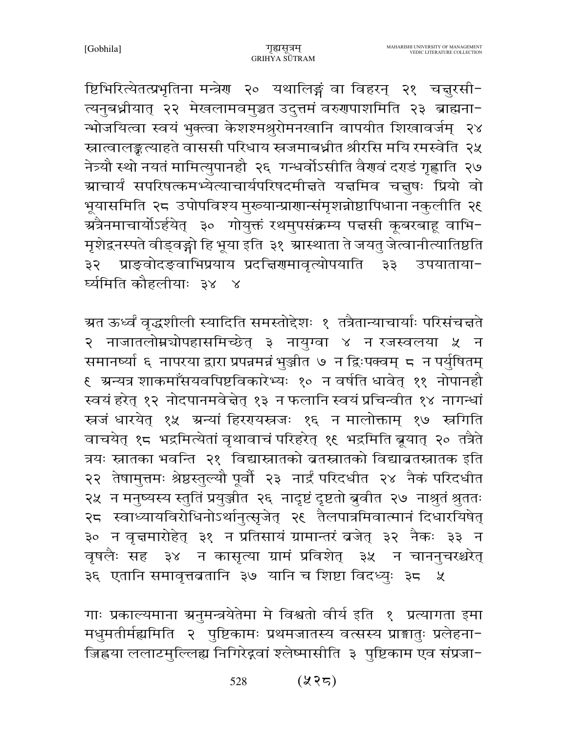ष्टिभिरित्येतत्प्रभृतिना मन्त्रेण २० यथालिङ्गं वा विहरन् २१ चक्षुरसी-त्यनुबध्नीयात् २२ मेखलामवमुञ्चत उदुत्तमं वरुणपाशमिति २३ ब्राह्मना-न्भोजयित्वा स्वयं भुक्त्वा केशश्मश्रुरोमनखानि वापयीत शिखावर्जम् २४ स्नात्वालङ्कृत्याहते वाससी परिधाय स्रजमाबध्नीत श्रीरसि मयि रमस्वेति २५ नेत्र्यौ स्थो नयतं मामित्युपानहौ २६ गन्धर्वोऽसीति वैणवं दण्डं गृह्णाति २७ आचार्यं सपरिषत्कमभ्येत्याचार्यपरिषदमीक्षते यक्षमिव चक्षुषः प्रियो वो भूयासमिति २८ उपोपविश्य मुख्यान्प्राणान्संमृशन्नोष्ठापिधाना नकुलीति २९ अत्रैनमाचार्योऽर्हयेत् ३० गोयुक्तं रथमुपसंक्रम्य पक्षसी कूबरबाहू वाभि-मृशेद्वनस्पते वीड्वङ्गो हि भूया इति ३१ आस्थाता ते जयतु जेत्वानीत्यातिष्ठति ३२ प्राङ्वोदङ्वाभिप्रयाय प्रदक्षिणमावृत्योपयाति ३३ उपयाताया-र्घ्यमिति कौहलीयाः ३४ ४

अत ऊर्ध्वं वृद्धशीली स्यादिति समस्तोद्देशः १ तत्रैतान्याचार्याः परिसंचक्षते २ नाजातलोम्न्योपहासमिच्छेत् ३ नायुग्वा ४ न रजस्वलया ५ न समानर्ष्या ६ नापरया द्वारा प्रपन्नमन्नं भुञ्जीत ७ न द्विःपक्वम् ८ न पर्युषितम् ९ अन्यत्र शाकमाँसयवपिष्टविकारेभ्यः १० न वर्षति धावेत् ११ नोपानहौ स्वयं हरेत् १२ नोदपानमवेक्षेत् १३ न फलानि स्वयं प्रचिन्वीत १४ नागन्धां स्रजं धारयेत् १५ अन्यां हिरण्यस्रजः १६ न मालोक्ताम् १७ स्रगिति वाचयेत् १८ भद्रमित्येतां वृथावाचं परिहरेत् १९ भद्रमिति ब्रूयात् २० तत्रैते त्रयः स्नातका भवन्ति २१ विद्यास्नातको व्रतस्नातको विद्याव्रतस्नातक इति २२ तेषामुत्तमः श्रेष्ठस्तुल्यौ पूर्वौ २३ नार्द्रं परिदधीत २४ नैकं परिदधीत २५ न मनुष्यस्य स्तुतिं प्रयुञ्जीत २६ नादृष्टं दृष्टतो ब्रुवीत २७ नाश्रुतं श्रुततः २८ स्वाध्यायविरोधिनोऽर्थानुत्सृजेत् २९ तैलपात्रमिवात्मानं दिधारयिषेत् ३० न वृक्षमारोहेत् ३१ न प्रतिसायं ग्रामान्तरं व्रजेत् ३२ नैकः ३३ न वृषलैः सह ३४ न कासृत्या ग्रामं प्रविशेत् ३५ न चाननुचरश्चरेत् ३६ एतानि समावृत्तव्रतानि ३७ यानि च शिष्टा विदध्युः ३८ ५

गाः प्रकाल्यमाना अनुमन्त्रयेतेमा मे विश्वतो वीर्य इति १ प्रत्यागता इमा मधुमतीर्मह्यमिति २ पुष्टिकामः प्रथमजातस्य वत्सस्य प्राङ्मातुः प्रलेहना-ज्जिह्वया ललाटमुल्लिह्य निगिरेद्गवां श्लेष्मासीति ३ पुष्टिकाम एव संप्रजा-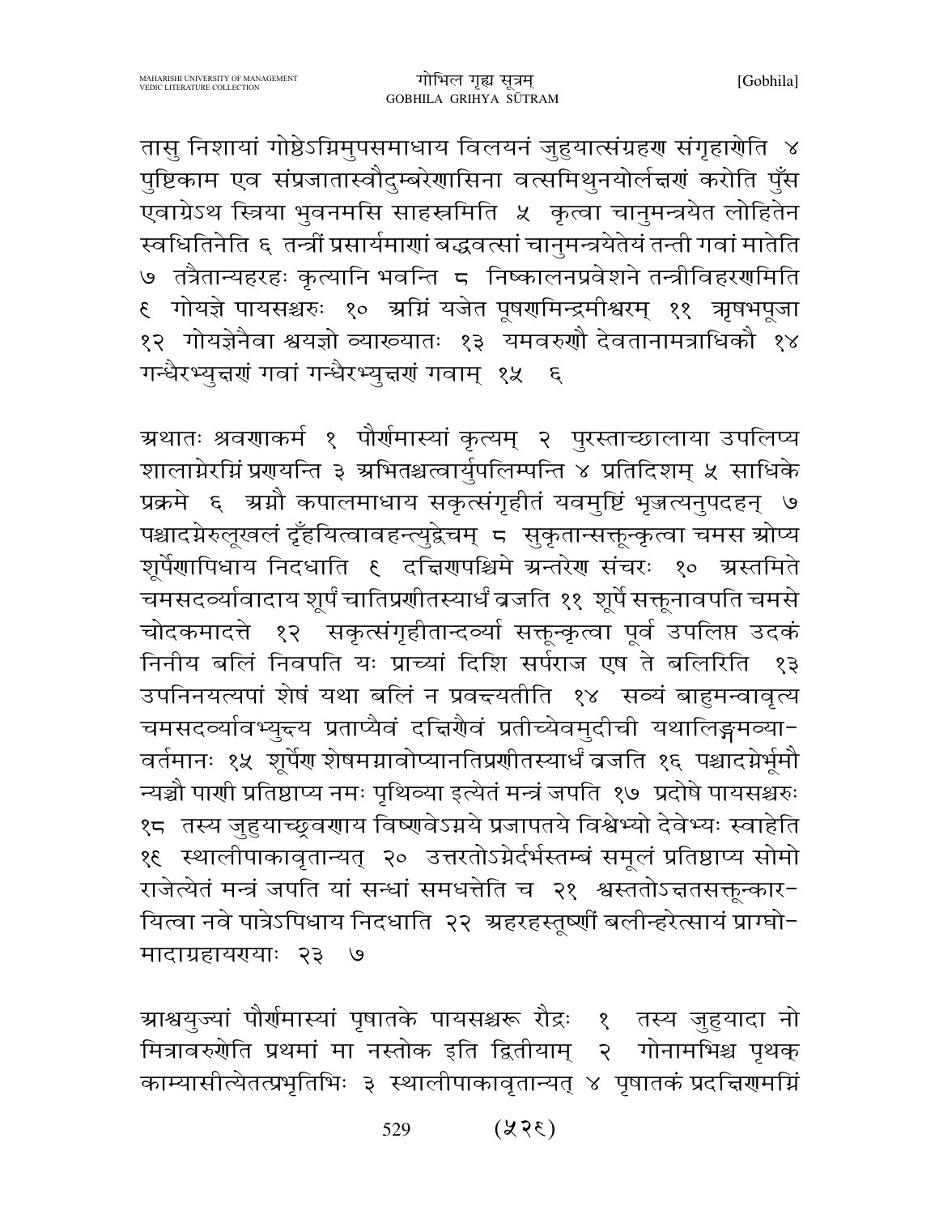तासु निशायां गोष्ठेऽग्निमुपसमाधाय विलयनं जुहुयात्संग्रहण संगृहाणेति ४ पुष्टिकाम एव संप्रजातास्वौदुम्बरेणासिना वत्समिथुनयोर्लक्षणं करोति पुँस एवाग्रेऽथ स्त्रिया भुवनमसि साहस्रमिति ५ कृत्वा चानुमन्त्रयेत लोहितेन स्वधितिनेति ६ तन्त्रीं प्रसार्यमाणां बद्धवत्सां चानुमन्त्रयेतेयं तन्ती गवां मातेति ७ तत्रैतान्यहरहः कृत्यानि भवन्ति ८ निष्कालनप्रवेशने तन्त्रीविहरणमिति ९ गोयज्ञे पायसश्चरुः १० अग्निं यजेत पूषणमिन्द्रमीश्वरम् ११ ऋषभपूजा १२ गोयज्ञेनैवा श्वयज्ञो व्याख्यातः १३ यमवरुणौ देवतानामत्राधिकौ १४ गन्धैरभ्युक्षणं गवां गन्धैरभ्युक्षणं गवाम् १५ ६

अथातः श्रवणाकर्म १ पौर्णमास्यां कृत्यम् २ पुरस्ताच्छालाया उपलिप्य शालाग्नेरग्निं प्रणयन्ति ३ अभितश्चत्वार्युपलिम्पन्ति ४ प्रतिदिशम् ५ साधिके प्रक्रमे ६ अग्नौ कपालमाधाय सकृत्संगृहीतं यवमुष्टिं भृज्ञत्यनुपदहन् ७ पश्चादग्नेरुलूखलं दृँहयित्वावहन्त्युद्वेचम् ८ सुकृतान्सक्तून्कृत्वा चमस ओप्य शूर्पेणापिधाय निदधाति ९ दक्षिणपश्चिमे अन्तरेण संचरः १० अस्तमिते चमसदर्व्यावादाय शूर्पं चातिप्रणीतस्यार्धं व्रजति ११ शूर्पे सक्तूनावपति चमसे चोदकमादत्ते १२ सकृत्संगृहीतान्दर्व्या सक्तून्कृत्वा पूर्व उपलिप्त उदकं निनीय बलिं निवपति यः प्राच्यां दिशि सर्पराज एष ते बलिरिति १३ उपनिनयत्यपां शेषं यथा बलिं न प्रवक्ष्यतीति १४ सव्यं बाहुमन्वावृत्य चमसदर्व्यावभ्युक्ष्य प्रताप्यैवं दक्षिणैवं प्रतीच्येवमुदीची यथालिङ्गमव्या-वर्तमानः १५ शूर्पेण शेषमग्नावोप्यानतिप्रणीतस्यार्धं व्रजति १६ पश्चादग्नेर्भूमौ न्यञ्चौ पाणी प्रतिष्ठाप्य नमः पृथिव्या इत्येतं मन्त्रं जपति १७ प्रदोषे पायसश्चरुः १८ तस्य जुहुयाच्छ्रवणाय विष्णवेऽग्नये प्रजापतये विश्वेभ्यो देवेभ्यः स्वाहेति १९ स्थालीपाकावृतान्यत् २० उत्तरतोऽग्नेर्दर्भस्तम्बं समूलं प्रतिष्ठाप्य सोमो राजेत्येतं मन्त्रं जपति यां सन्धां समधत्तेति च २१ श्वस्ततोऽक्षतसक्तून्कार-यित्वा नवे पात्रेऽपिधाय निदधाति २२ अहरहस्तूष्णीं बलीन्हरेत्सायं प्राग्घो-मादाग्रहायण्याः २३ ७

आश्वयुज्यां पौर्णमास्यां पृषातके पायसश्चरू रौद्रः १ तस्य जुहुयादा नो मित्रावरुणेति प्रथमां मा नस्तोक इति द्वितीयाम् २ गोनामभिश्च पृथक् काम्यासीत्येतत्प्रभृतिभिः ३ स्थालीपाकावृतान्यत् ४ पृषातकं प्रदक्षिणमग्निं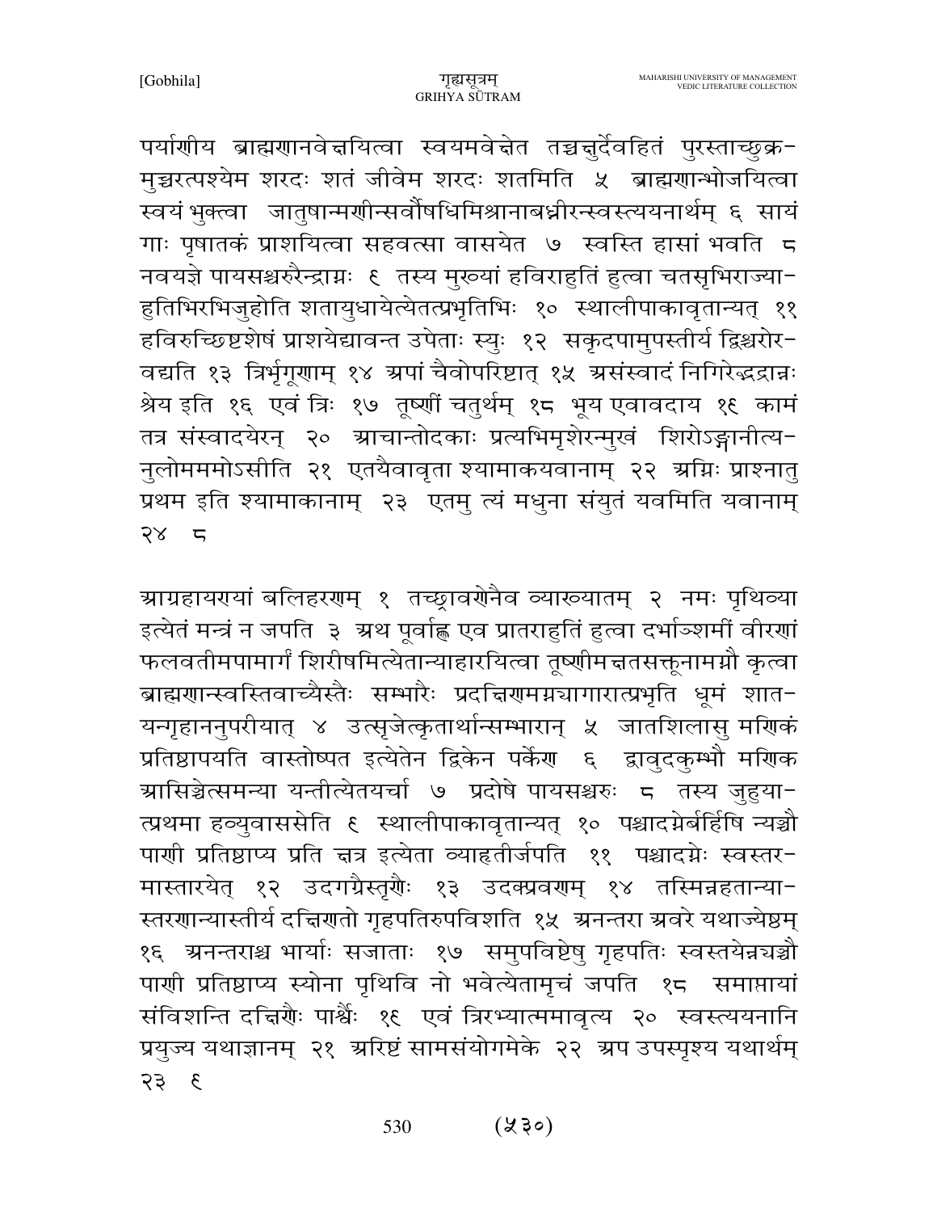पर्याणीय ब्राह्मणानवेक्षयित्वा स्वयमवेक्षेत तच्चक्षुर्देवहितं पुरस्ताच्छुक्र-मुच्चरत्पश्येम शरदः शतं जीवेम शरदः शतमिति ५ ब्राह्मणान्भोजयित्वा स्वयं भुक्त्वा जातुषान्मणीन्सर्वौषधिमिश्रानाबध्नीरन्स्वस्त्ययनार्थम् ६ सायं गाः पृषातकं प्राशयित्वा सहवत्सा वासयेत ७ स्वस्ति हासां भवति ८ नवयज्ञे पायसश्चरुरैन्द्राग्नः ९ तस्य मुख्यां हविराहुतिं हुत्वा चतसृभिराज्या-हुतिभिरभिजुहोति शतायुधायेत्येतत्प्रभृतिभिः १० स्थालीपाकावृतान्यत् ११ हविरुच्छिष्टशेषं प्राशयेद्यावन्त उपेताः स्युः १२ सकृदपामुपस्तीर्य द्विश्चरोर-वद्यति १३ त्रिर्भृगूणाम् १४ अपां चैवोपरिष्टात् १५ असंस्वादं निगिरेद्भद्रान्नः श्रेय इति १६ एवं त्रिः १७ तूष्णीं चतुर्थम् १८ भूय एवावदाय १९ कामं तत्र संस्वादयेरन् २० आचान्तोदकाः प्रत्यभिमृशेरन्मुखं शिरोऽङ्गानीत्य-नुलोमममोऽसीति २१ एतयैवावृता श्यामाकयवानाम् २२ अग्निः प्राश्नातु प्रथम इति श्यामाकानाम् २३ एतमु त्यं मधुना संयुतं यवमिति यवानाम् २४ ८

आग्रहायण्यां बलिहरणम् १ तच्छ्रावणेनैव व्याख्यातम् २ नमः पृथिव्या इत्येतं मन्त्रं न जपति ३ अथ पूर्वाह्ण एव प्रातराहुतिं हुत्वा दर्भाञ्शमीं वीरणां फलवतीमपामार्गं शिरीषमित्येतान्याहारयित्वा तूष्णीमक्षतसक्तूनामग्नौ कृत्वा ब्राह्मणान्स्वस्तिवाच्यैस्तैः सम्भारैः प्रदक्षिणमग्न्यागारात्प्रभृति धूमं शात-यन्गृहाननुपरीयात् ४ उत्सृजेत्कृतार्थान्सम्भारान् ५ जातशिलासु मणिकं प्रतिष्ठापयति वास्तोष्पत इत्येतेन द्विकेन पर्केण ६ द्वावुदकुम्भौ मणिक आसिञ्चेत्समन्या यन्तीत्येतयर्चा ७ प्रदोषे पायसश्चरुः ८ तस्य जुहुया-त्प्रथमा हव्युवाससेति ९ स्थालीपाकावृतान्यत् १० पश्चादग्नेर्बर्हिषि न्यञ्चौ पाणी प्रतिष्ठाप्य प्रति क्षत्र इत्येता व्याहृतीर्जपति ११ पश्चादग्नेः स्वस्तर-मास्तारयेत् १२ उदगग्रैस्तृणैः १३ उदक्प्रवणम् १४ तस्मिन्नहतान्या-स्तरणान्यास्तीर्य दक्षिणतो गृहपतिरुपविशति १५ अनन्तरा अवरे यथाज्येष्ठम् १६ अनन्तराश्च भार्याः सजाताः १७ समुपविष्टेषु गृहपतिः स्वस्तयेन्नयञ्चौ पाणी प्रतिष्ठाप्य स्योना पृथिवि नो भवेत्येतामृचं जपति १८ समाप्तायां संविशन्ति दक्षिणैः पार्श्वैः १९ एवं त्रिरभ्यात्ममावृत्य २० स्वस्त्ययनानि प्रयुज्य यथाज्ञानम् २१ अरिष्टं सामसंयोगमेके २२ अप उपस्पृश्य यथार्थम् २३ ९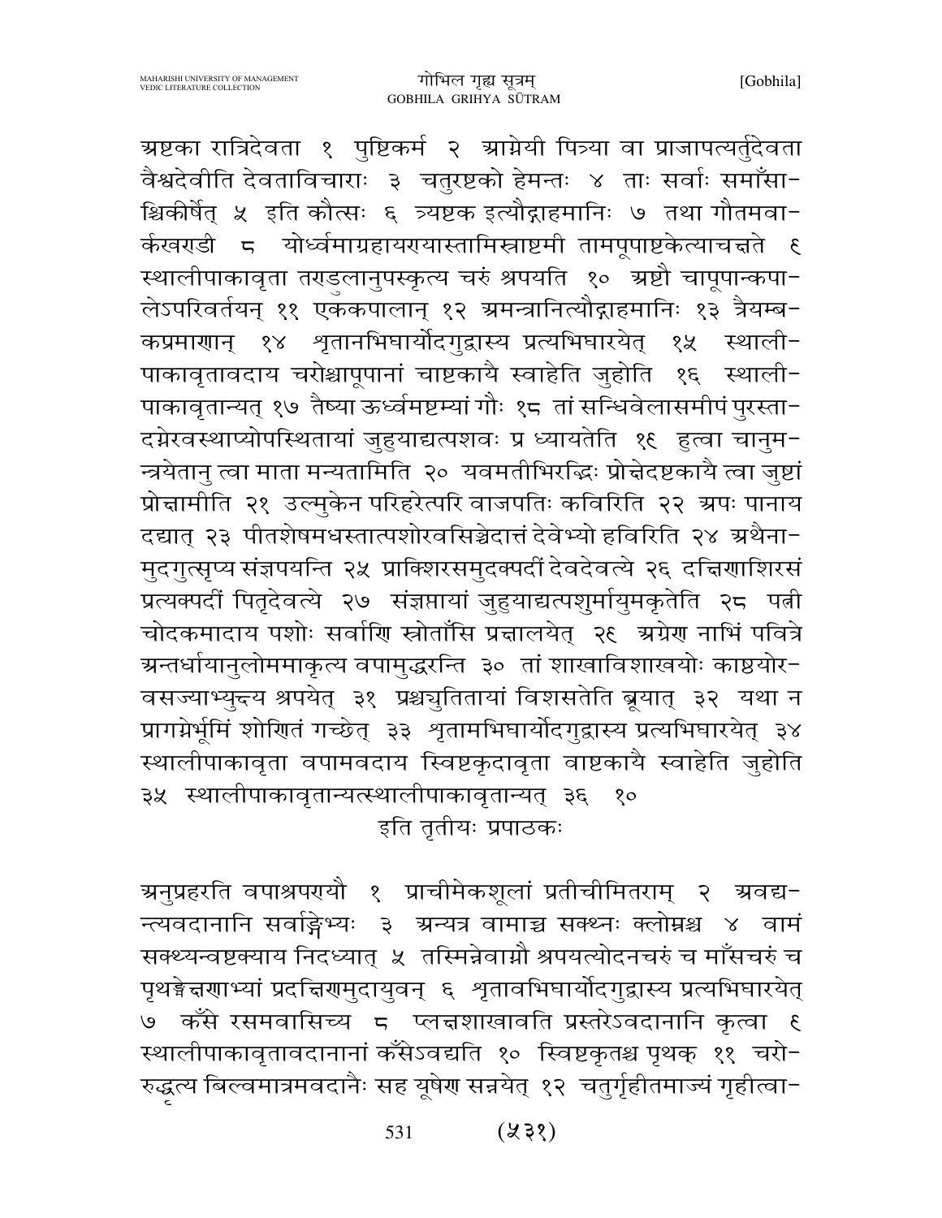अष्टका रात्रिदेवता १ पुष्टिकर्म २ आग्नेयी पित्र्या वा प्राजापत्यर्तुदेवता वैश्वदेवीति देवताविचाराः ३ चतुरष्टको हेमन्तः ४ ताः सर्वाः समाँसाश्चिकीर्षेत् ५ इति कौत्सः ६ त्र्यष्टक इत्यौद्गाहमानिः ७ तथा गौतमवार्कखण्डी ८ योर्ध्वमाग्रहायण्यास्तामिस्राष्टमी तामपूपाष्टकेत्याचक्षते ९ स्थालीपाकावृता तण्डुलानुपस्कृत्य चरुं श्रपयति १० अष्टौ चापूपान्कपालेऽपरिवर्तयन् ११ एककपालान् १२ अमन्त्रानित्यौद्गाहमानिः १३ त्रैयम्बकप्रमाणान् १४ शृतानभिघार्योदगुद्वास्य प्रत्यभिघारयेत् १५ स्थालीपाकावृतावदाय चरोश्चापूपानां चाष्टकायै स्वाहेति जुहोति १६ स्थालीपाकावृतान्यत् १७ तैष्या ऊर्ध्वमष्टम्यां गौः १८ तां सन्धिवेलासमीपं पुरस्तादग्नेरवस्थाप्योपस्थितायां जुहुयाद्यत्पशवः प्र ध्यायतेति १९ हुत्वा चानुमन्त्रयेतानु त्वा माता मन्यतामिति २० यवमतीभिरद्भिः प्रोक्षेदष्टकायै त्वा जुष्टां प्रोक्षामीति २१ उल्मुकेन परिहरेत्परि वाजपतिः कविरिति २२ अपः पानाय दद्यात् २३ पीतशेषमधस्तात्पशोरवसिञ्चेदात्तं देवेभ्यो हविरिति २४ अथैनामुदगुत्सृप्य संज्ञपयन्ति २५ प्राक्शिरसमुदक्पदीं देवदेवत्ये २६ दक्षिणाशिरसं प्रत्यक्पदीं पितृदेवत्ये २७ संज्ञप्तायां जुहुयाद्यत्पशुर्मायुमकृतेति २८ पत्नी चोदकमादाय पशोः सर्वाणि स्रोताँसि प्रक्षालयेत् २९ अग्रेण नाभिं पवित्रे अन्तर्धायानुलोममाकृत्य वपामुद्धरन्ति ३० तां शाखाविशाखयोः काष्ठयोरवसज्याभ्युक्ष्य श्रपयेत् ३१ प्रश्च्युतितायां विशसतेति ब्रूयात् ३२ यथा न प्रागग्नेर्भूमिं शोणितं गच्छेत् ३३ शृतामभिघार्योदगुद्वास्य प्रत्यभिघारयेत् ३४ स्थालीपाकावृता वपामवदाय स्विष्टकृदावृता वाष्टकायै स्वाहेति जुहोति ३५ स्थालीपाकावृतान्यत्स्थालीपाकावृतान्यत् ३६ १०

इति तृतीयः प्रपाठकः

अनुप्रहरति वपाश्रपण्यौ १ प्राचीमेकशूलां प्रतीचीमितराम् २ अवद्यन्त्यवदानानि सर्वाङ्गेभ्यः ३ अन्यत्र वामाच्च सक्थ्नः क्लोम्नश्च ४ वामं सक्थ्यन्वष्टक्याय निदध्यात् ५ तस्मिन्नेवाग्नौ श्रपयत्योदनचरुं च माँसचरुं च पृथङ्मेक्षणाभ्यां प्रदक्षिणमुदायुवन् ६ शृतावभिघार्योदगुद्वास्य प्रत्यभिघारयेत् ७ कँसे रसमवासिच्य ८ प्लक्षशाखावति प्रस्तरेऽवदानानि कृत्वा ९ स्थालीपाकावृतावदानानां कँसेऽवद्यति १० स्विष्टकृतश्च पृथक् ११ चरोरुद्धृत्य बिल्वमात्रमवदानैः सह यूषेण सन्नयेत् १२ चतुर्गृहीतमाज्यं गृहीत्वा-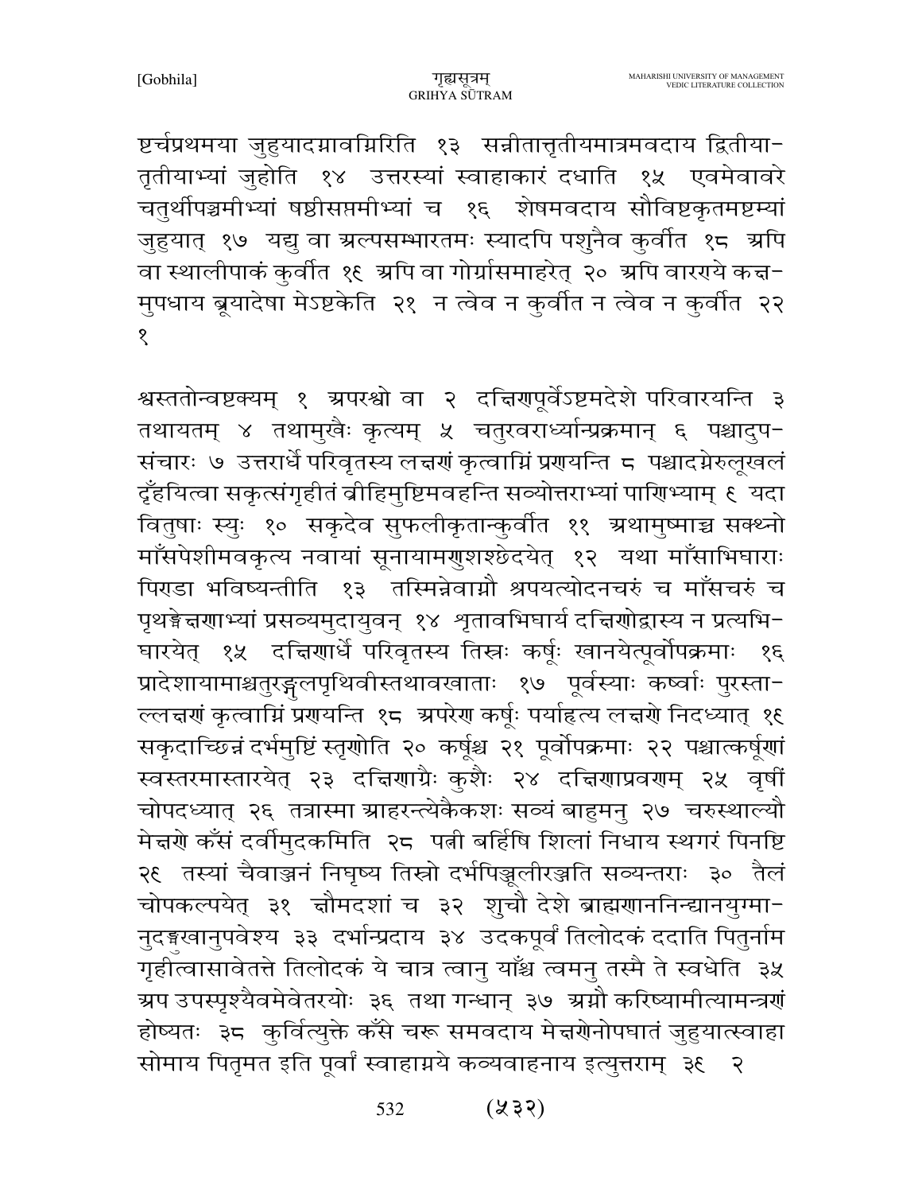ष्टर्चप्रथमया जुहुयादग्नावग्निरिति १३ सन्नीतात्तृतीयमात्रमवदाय द्वितीया-तृतीयाभ्यां जुहोति १४ उत्तरस्यां स्वाहाकारं दधाति १५ एवमेवावरे चतुर्थीपञ्चमीभ्यां षष्ठीसप्तमीभ्यां च १६ शेषमवदाय सौविष्टकृतमष्टम्यां जुहुयात् १७ यद्यु वा अल्पसम्भारतमः स्यादपि पशुनैव कुर्वीत १८ अपि वा स्थालीपाकं कुर्वीत १९ अपि वा गोर्ग्रासमाहरेत् २० अपि वारण्ये कक्ष-मुपधाय ब्रूयादेषा मेऽष्टकेति २१ न त्वेव न कुर्वीत न त्वेव न कुर्वीत २२ १

श्वस्ततोन्वष्टक्यम् १ अपरश्वो वा २ दक्षिणपूर्वेऽष्टमदेशे परिवारयन्ति ३ तथायतम् ४ तथामुखैः कृत्यम् ५ चतुरवरार्ध्यान्प्रक्रमान् ६ पश्चादुप-संचारः ७ उत्तरार्धे परिवृतस्य लक्षणं कृत्वाग्निं प्रणयन्ति ८ पश्चादग्नेरुलूखलं दृँहयित्वा सकृत्संगृहीतं व्रीहिमुष्टिमवहन्ति सव्योत्तराभ्यां पाणिभ्याम् ९ यदा वितुषाः स्युः १० सकृदेव सुफलीकृतान्कुर्वीत ११ अथामुष्माच्च सक्थ्नो माँसपेशीमवकृत्य नवायां सूनायामणुशश्छेदयेत् १२ यथा माँसाभिघाराः पिण्डा भविष्यन्तीति १३ तस्मिन्नेवाग्नौ श्रपयत्योदनचरुं च माँसचरुं च पृथङ्मेक्षणाभ्यां प्रसव्यमुदायुवन् १४ शृतावभिघार्य दक्षिणोद्वास्य न प्रत्यभि-घारयेत् १५ दक्षिणार्धे परिवृतस्य तिस्रः कर्षूः खानयेत्पूर्वोपक्रमाः १६ प्रादेशायामाश्चतुरङ्गुलपृथिवीस्तथावखाताः १७ पूर्वस्याः कर्ष्वाः पुरस्ता-ल्लक्षणं कृत्वाग्निं प्रणयन्ति १८ अपरेण कर्षूः पर्याहृत्य लक्षणे निदध्यात् १९ सकृदाच्छिन्नं दर्भमुष्टिं स्तृणोति २० कर्षूश्च २१ पूर्वोपक्रमाः २२ पश्चात्कर्षूणां स्वस्तरमास्तारयेत् २३ दक्षिणाग्रैः कुशैः २४ दक्षिणाप्रवणम् २५ वृषीं चोपदध्यात् २६ तत्रास्मा आहरन्त्येकैकशः सव्यं बाहुमनु २७ चरुस्थाल्यौ मेक्षणे कँसं दर्वीमुदकमिति २८ पत्नी बर्हिषि शिलां निधाय स्थगरं पिनष्टि २९ तस्यां चैवाञ्जनं निघृष्य तिस्रो दर्भपिञ्जूलीरञ्जति सव्यन्तराः ३० तैलं चोपकल्पयेत् ३१ क्षौमदशां च ३२ शुचौ देशे ब्राह्मणाननिन्द्यानयुग्मा-नुदङ्मुखानुपवेश्य ३३ दर्भान्प्रदाय ३४ उदकपूर्वं तिलोदकं ददाति पितुर्नाम गृहीत्वासावेतत्ते तिलोदकं ये चात्र त्वानु याँश्च त्वमनु तस्मै ते स्वधेति ३५ अप उपस्पृश्यैवमेवेतरयोः ३६ तथा गन्धान् ३७ अग्नौ करिष्यामीत्यामन्त्रणं होष्यतः ३८ कुर्वित्युक्ते कँसे चरू समवदाय मेक्षणेनोपघातं जुहुयात्स्वाहा सोमाय पितृमत इति पूर्वां स्वाहाग्नये कव्यवाहनाय इत्युत्तराम् ३९ २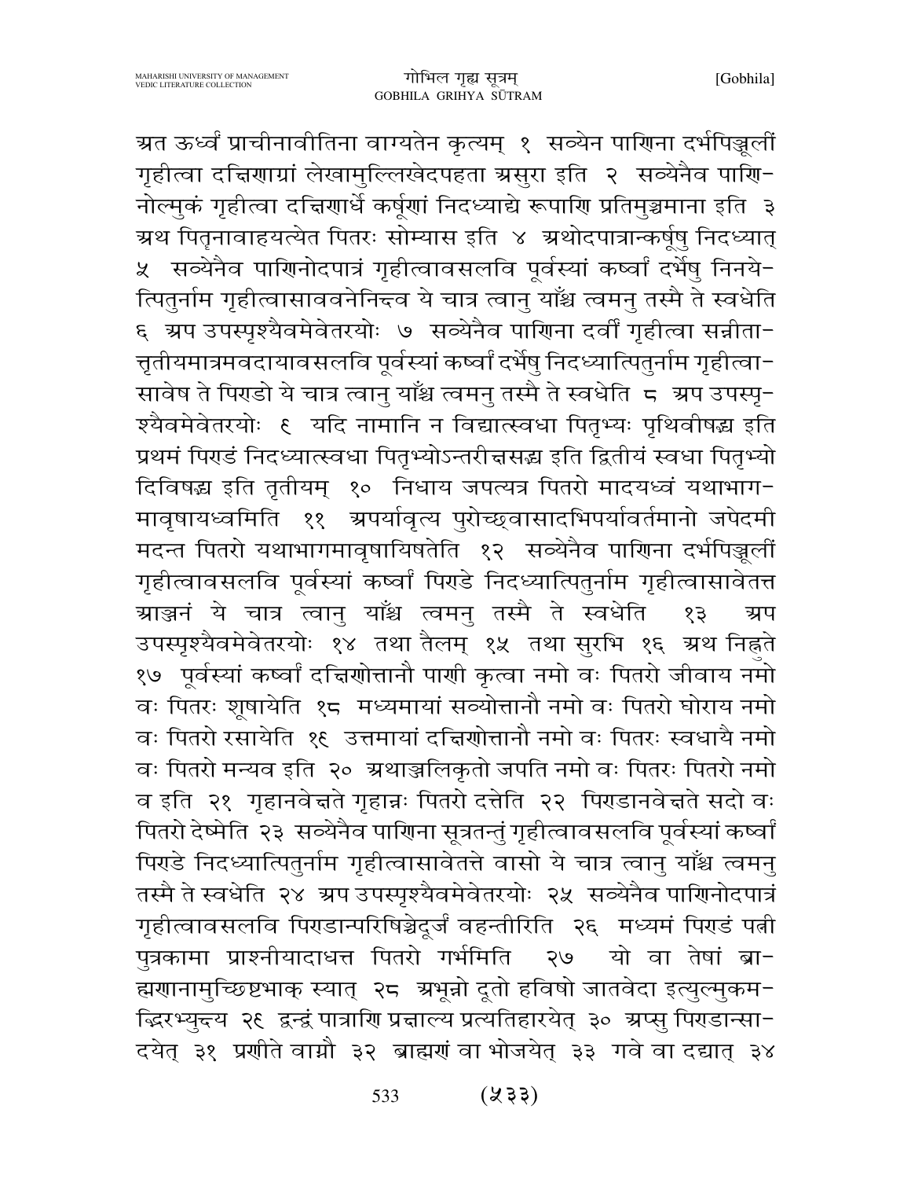अत ऊर्ध्वं प्राचीनावीतिना वाग्यतेन कृत्यम् १ सव्येन पाणिना दर्भपिञ्जूलीं गृहीत्वा दक्षिणाग्रां लेखामुल्लिखेदपहता असुरा इति २ सव्येनैव पाणि-नोल्मुकं गृहीत्वा दक्षिणार्धे कर्षूणां निदध्याद्ये रूपाणि प्रतिमुञ्चमाना इति ३ अथ पितृनावाहयत्येत पितरः सोम्यास इति ४ अथोदपात्रान्कर्षूषु निदध्यात् ५ सव्येनैव पाणिनोदपात्रं गृहीत्वावसलवि पूर्वस्यां कर्ष्वां दर्भेषु निनये-त्पितुर्नाम गृहीत्वासाववनेनिक्ष्व ये चात्र त्वानु याँश्च त्वमनु तस्मै ते स्वधेति ६ अप उपस्पृश्यैवमेवेतरयोः ७ सव्येनैव पाणिना दर्वीं गृहीत्वा सन्नीता-त्तृतीयमात्रमवदायावसलवि पूर्वस्यां कर्ष्वां दर्भेषु निदध्यात्पितुर्नाम गृहीत्वा-सावेष ते पिण्डो ये चात्र त्वानु याँश्च त्वमनु तस्मै ते स्वधेति ८ अप उपस्पृ-श्यैवमेवेतरयोः ९ यदि नामानि न विद्यात्स्वधा पितृभ्यः पृथिवीषद्भ्य इति प्रथमं पिण्डं निदध्यात्स्वधा पितृभ्योऽन्तरीक्षसद्भ्य इति द्वितीयं स्वधा पितृभ्यो दिविषद्भ्य इति तृतीयम् १० निधाय जपत्यत्र पितरो मादयध्वं यथाभाग-मावृषायध्वमिति ११ अपर्यावृत्य पुरोच्छ्वासादभिपर्यावर्तमानो जपेदमी मदन्त पितरो यथाभागमावृषायिषतेति १२ सव्येनैव पाणिना दर्भपिञ्जूलीं गृहीत्वावसलवि पूर्वस्यां कर्ष्वां पिण्डे निदध्यात्पितुर्नाम गृहीत्वासावेतत्त आञ्जनं ये चात्र त्वानु याँश्च त्वमनु तस्मै ते स्वधेति १३ अप उपस्पृश्यैवमेवेतरयोः १४ तथा तैलम् १५ तथा सुरभि १६ अथ निह्नुते १७ पूर्वस्यां कर्ष्वां दक्षिणोत्तानौ पाणी कृत्वा नमो वः पितरो जीवाय नमो वः पितरः शूषायेति १८ मध्यमायां सव्योत्तानौ नमो वः पितरो घोराय नमो वः पितरो रसायेति १९ उत्तमायां दक्षिणोत्तानौ नमो वः पितरः स्वधायै नमो वः पितरो मन्यव इति २० अथाञ्जलिकृतो जपति नमो वः पितरः पितरो नमो व इति २१ गृहानवेक्षते गृहान्नः पितरो दत्तेति २२ पिण्डानवेक्षते सदो वः पितरो देष्मेति २३ सव्येनैव पाणिना सूत्रतन्तुं गृहीत्वावसलवि पूर्वस्यां कर्ष्वां पिण्डे निदध्यात्पितुर्नाम गृहीत्वासावेतत्ते वासो ये चात्र त्वानु याँश्च त्वमनु तस्मै ते स्वधेति २४ अप उपस्पृश्यैवमेवेतरयोः २५ सव्येनैव पाणिनोदपात्रं गृहीत्वावसलवि पिण्डान्परिषिञ्चेदूर्जं वहन्तीरिति २६ मध्यमं पिण्डं पत्नी पुत्रकामा प्राश्नीयादाधत्त पितरो गर्भमिति २७ यो वा तेषां ब्रा-ह्मणानामुच्छिष्टभाक् स्यात् २८ अभून्नो दूतो हविषो जातवेदा इत्युल्मुकम-द्भिरभ्युक्ष्य २९ द्वन्द्वं पात्राणि प्रक्षाल्य प्रत्यतिहारयेत् ३० अप्सु पिण्डान्सा-दयेत् ३१ प्रणीते वाग्नौ ३२ ब्राह्मणं वा भोजयेत् ३३ गवे वा दद्यात् ३४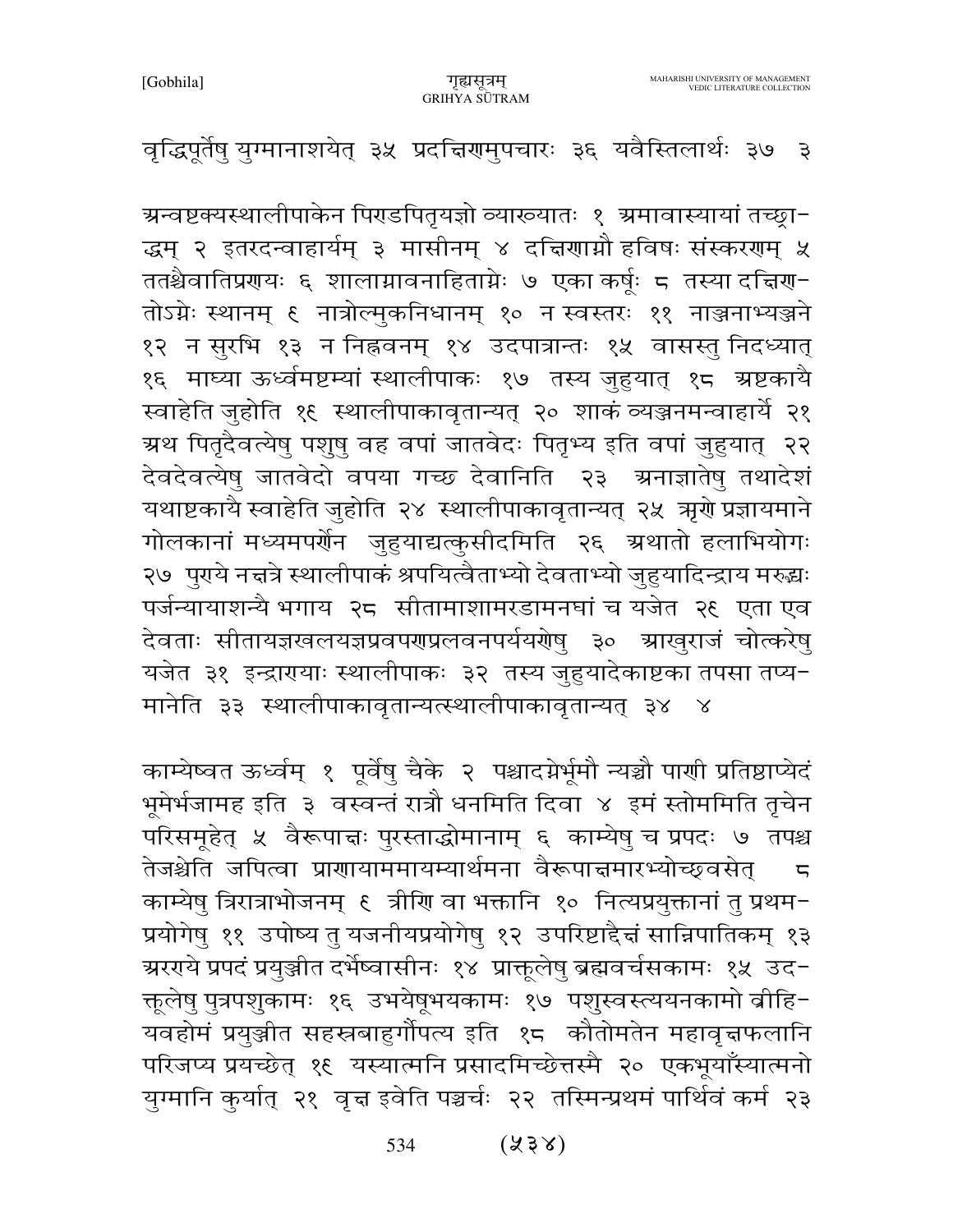वृद्धिपूर्तेषु युग्मानाशयेत् ३५ प्रदक्षिणमुपचारः ३६ यवैस्तिलार्थः ३७ ३

अन्वष्टक्यस्थालीपाकेन पिण्डपितृयज्ञो व्याख्यातः १ अमावास्यायां तच्छ्राद्धम् २ इतरदन्वाहार्यम् ३ मासीनम् ४ दक्षिणाग्नौ हविषः संस्करणम् ५ ततश्चैवातिप्रणयः ६ शालाग्नावनाहिताग्नेः ७ एका कर्षूः ८ तस्या दक्षिणतोऽग्नेः स्थानम् ९ नात्रोल्मुकनिधानम् १० न स्वस्तरः ११ नाञ्जनाभ्यञ्जने १२ न सुरभि १३ न निह्नवनम् १४ उदपात्रान्तः १५ वासस्तु निदध्यात् १६ माघ्या ऊर्ध्वमष्टम्यां स्थालीपाकः १७ तस्य जुहुयात् १८ अष्टकायै स्वाहेति जुहोति १९ स्थालीपाकावृतान्यत् २० शाकं व्यञ्जनमन्वाहार्ये २१ अथ पितृदैवत्येषु पशुषु वह वपां जातवेदः पितृभ्य इति वपां जुहुयात् २२ देवदेवत्येषु जातवेदो वपया गच्छ देवानिति २३ अनाज्ञातेषु तथादेशं यथाष्टकायै स्वाहेति जुहोति २४ स्थालीपाकावृतान्यत् २५ ऋणे प्रज्ञायमाने गोलकानां मध्यमपर्णेन जुहुयाद्यत्कुसीदमिति २६ अथातो हलाभियोगः २७ पुण्ये नक्षत्रे स्थालीपाकं श्रपयित्वैताभ्यो देवताभ्यो जुहुयादिन्द्राय मरुद्भ्यः पर्जन्यायाशन्यै भगाय २८ सीतामाशामरडामनघां च यजेत २९ एता एव देवताः सीतायज्ञखलयज्ञप्रवपणप्रलवनपर्ययणेषु ३० आखुराजं चोत्करेषु यजेत ३१ इन्द्राण्याः स्थालीपाकः ३२ तस्य जुहुयादेकाष्टका तपसा तप्यमानेति ३३ स्थालीपाकावृतान्यत्स्थालीपाकावृतान्यत् ३४ ४

काम्येष्वत ऊर्ध्वम् १ पूर्वेषु चैके २ पश्चादग्नेर्भूमौ न्यञ्चौ पाणी प्रतिष्ठाप्येदं भूमेर्भजामह इति ३ वस्वन्तं रात्रौ धनमिति दिवा ४ इमं स्तोममिति तृचेन परिसमूहेत् ५ वैरूपाक्षः पुरस्ताद्धोमानाम् ६ काम्येषु च प्रपदः ७ तपश्च तेजश्चेति जपित्वा प्राणायाममायम्यार्थमना वैरूपाक्षमारभ्योच्छ्वसेत् ८ काम्येषु त्रिरात्राभोजनम् ९ त्रीणि वा भक्तानि १० नित्यप्रयुक्तानां तु प्रथमप्रयोगेषु ११ उपोष्य तु यजनीयप्रयोगेषु १२ उपरिष्टाद्दैक्षं सान्निपातिकम् १३ अरण्ये प्रपदं प्रयुञ्जीत दर्भेष्वासीनः १४ प्राक्कूलेषु ब्रह्मवर्चसकामः १५ उदक्कूलेषु पुत्रपशुकामः १६ उभयेषूभयकामः १७ पशुस्वस्त्ययनकामो व्रीहियवहोमं प्रयुञ्जीत सहस्रबाहुर्गौपत्य इति १८ कौतोमतेन महावृक्षफलानि परिजप्य प्रयच्छेत् १९ यस्यात्मनि प्रसादमिच्छेत्तस्मै २० एकभूयाँस्यात्मनो युग्मानि कुर्यात् २१ वृक्ष इवेति पञ्चर्चः २२ तस्मिन्प्रथमं पार्थिवं कर्म २३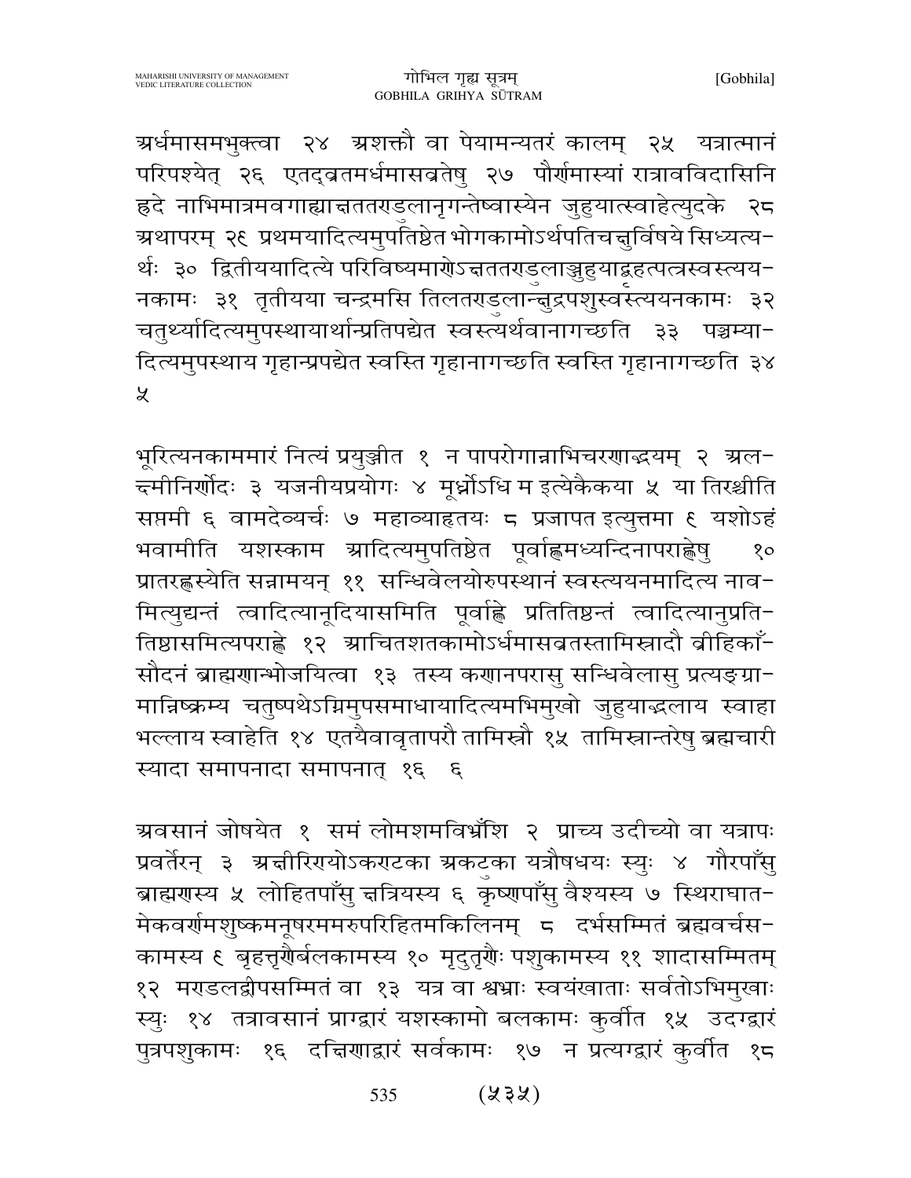अर्धमासमभुक्त्वा २४ अशक्तौ वा पेयामन्यतरं कालम् २५ यत्रात्मानं परिपश्येत् २६ एतद्व्रतमर्धमासव्रतेषु २७ पौर्णमास्यां रात्राववविदासिनि ह्रदे नाभिमात्रमवगाह्याक्षततण्डुलानृगन्तेष्वास्येन जुहुयात्स्वाहेत्युदके २८ अथापरम् २९ प्रथमयादित्यमुपतिष्ठेत भोगकामोऽर्थपतिचक्षुर्विषये सिध्यत्यर्थः ३० द्वितीययादित्ये परिविष्यमाणेऽक्षततण्डुलाञ्जुहुयाद्बृहत्पत्रस्वस्त्ययनकामः ३१ तृतीयया चन्द्रमसि तिलतण्डुलान्क्षुद्रपशुस्वस्त्ययनकामः ३२ चतुर्थ्यादित्यमुपस्थायार्थान्प्रतिपद्येत स्वस्त्यर्थवानागच्छति ३३ पञ्चम्यादित्यमुपस्थाय गृहान्प्रपद्येत स्वस्ति गृहानागच्छति स्वस्ति गृहानागच्छति ३४ ५

भूरित्यनकाममारं नित्यं प्रयुञ्जीत १ न पापरोगान्नाभिचरणाद्भयम् २ अलक्ष्मीनिर्णोदः ३ यजनीयप्रयोगः ४ मूर्ध्नोऽधि म इत्येकैकया ५ या तिरश्चीति सप्तमी ६ वामदेव्यर्चः ७ महाव्याहृतयः ८ प्रजापत इत्युत्तमा ९ यशोऽहं भवामीति यशस्काम आदित्यमुपतिष्ठेत पूर्वाह्णमध्यन्दिनापराह्णेषु १० प्रातरह्णस्येति सन्नामयन् ११ सन्धिवेलयोरुपस्थानं स्वस्त्ययनमादित्य नावमित्युद्यन्तं त्वादित्यानूदियासमिति पूर्वाह्णे प्रतितिष्ठन्तं त्वादित्यानुप्रतितिष्ठासमित्यपराह्णे १२ आचितशतकामोऽर्धमासव्रतस्तामिस्रादौ व्रीहिकाँसौदनं ब्राह्मणान्भोजयित्वा १३ तस्य कणानपरासु सन्धिवेलासु प्रत्यङ्ग्रामान्निष्क्रम्य चतुष्पथेऽग्निमुपसमाधायादित्यमभिमुखो जुहुयाद्भलाय स्वाहा भल्लाय स्वाहेति १४ एतयैवावृतापरौ तामिस्रौ १५ तामिस्रान्तरेषु ब्रह्मचारी स्यादा समापनादा समापनात् १६ ६

अवसानं जोषयेत १ समं लोमशमविभ्रँशि २ प्राच्य उदीच्यो वा यत्रापः प्रवर्तेरन् ३ अक्षीरिण्योऽकण्टका अकटुका यत्रौषधयः स्युः ४ गौरपाँसु ब्राह्मणस्य ५ लोहितपाँसु क्षत्रियस्य ६ कृष्णपाँसु वैश्यस्य ७ स्थिराघातमेकवर्णमशुष्कमनूषरममरुपरिहितमकिलिनम् ८ दर्भसम्मितं ब्रह्मवर्चसकामस्य ९ बृहत्तृणैर्बलकामस्य १० मृदुतृणैः पशुकामस्य ११ शादासम्मितम् १२ मण्डलद्वीपसम्मितं वा १३ यत्र वा श्वभ्राः स्वयंखाताः सर्वतोऽभिमुखाः स्युः १४ तत्रावसानं प्राग्द्वारं यशस्कामो बलकामः कुर्वीत १५ उदग्द्वारं पुत्रपशुकामः १६ दक्षिणाद्वारं सर्वकामः १७ न प्रत्यग्द्वारं कुर्वीत १८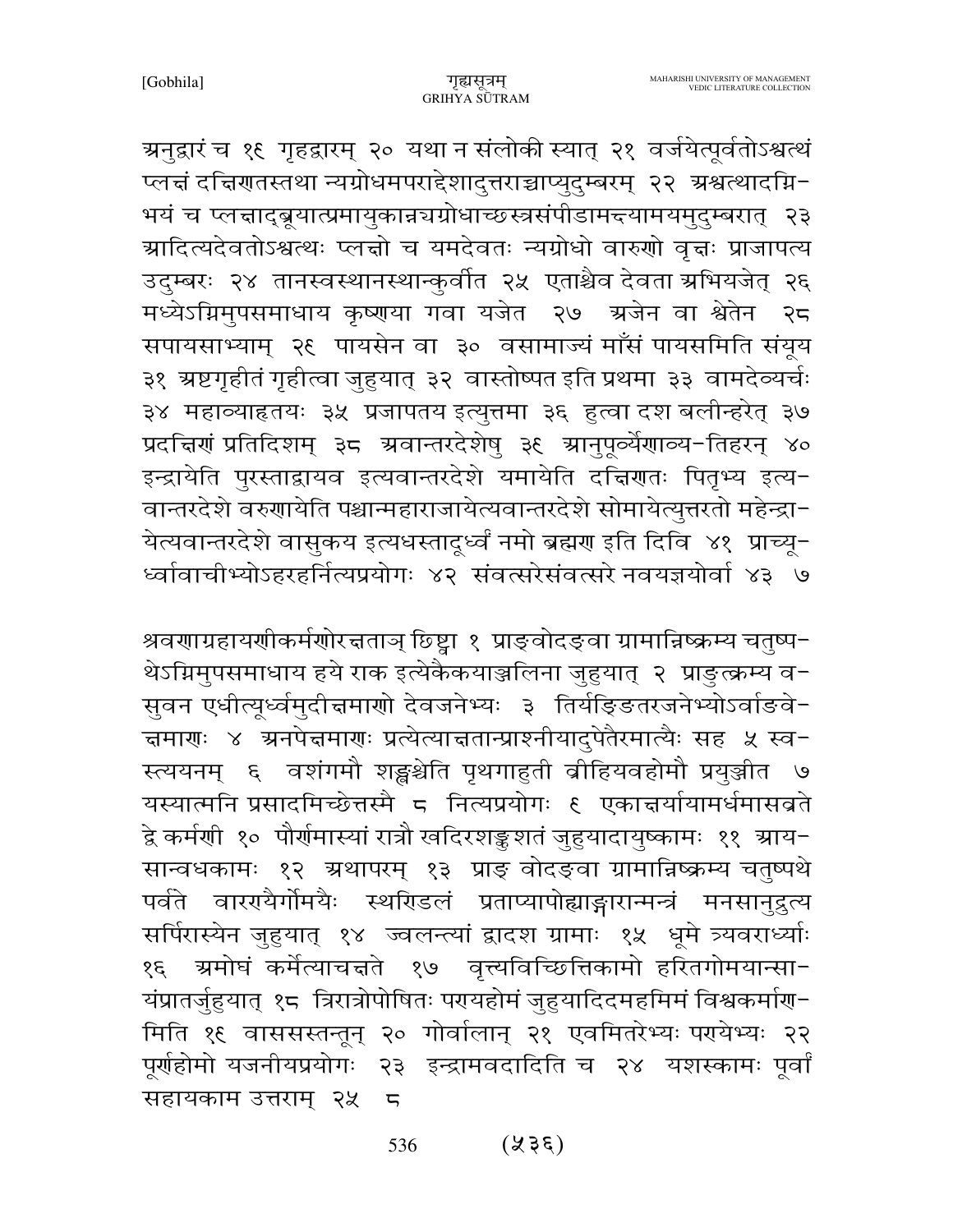अनुद्वारं च १९ गृहद्वारम् २० यथा न संलोकी स्यात् २१ वर्जयेत्पूर्वतोऽश्वत्थं प्लक्षं दक्षिणतस्तथा न्यग्रोधमपराद्देशादुत्तराच्चाप्युदुम्बरम् २२ अश्वत्थादग्नि-भयं च प्लक्षाद्ब्रूयात्प्रमायुकान्न्यग्रोधाच्छस्त्रसंपीडामक्ष्यामयमुदुम्बरात् २३ आदित्यदेवतोऽश्वत्थः प्लक्षो च यमदेवतः न्यग्रोधो वारुणो वृक्षः प्राजापत्य उदुम्बरः २४ तानस्वस्थानस्थान्कुर्वीत २५ एताश्चैव देवता अभियजेत् २६ मध्येऽग्निमुपसमाधाय कृष्णया गवा यजेत २७ अजेन वा श्वेतेन २८ सपायसाभ्याम् २९ पायसेन वा ३० वसामाज्यं माँसं पायसमिति संयूय ३१ अष्टगृहीतं गृहीत्वा जुहुयात् ३२ वास्तोष्पत इति प्रथमा ३३ वामदेव्यर्चः ३४ महाव्याहृतयः ३५ प्रजापतय इत्युत्तमा ३६ हुत्वा दश बलीन्हरेत् ३७ प्रदक्षिणं प्रतिदिशम् ३८ अवान्तरदेशेषु ३९ आनुपूर्व्येणाव्य-तिहरन् ४० इन्द्रायेति पुरस्ताद्वायव इत्यवान्तरदेशे यमायेति दक्षिणतः पितृभ्य इत्य-वान्तरदेशे वरुणायेति पश्चान्महाराजायेत्यवान्तरदेशे सोमायेत्युत्तरतो महेन्द्रा-येत्यवान्तरदेशे वासुकय इत्यधस्तादूर्ध्वं नमो ब्रह्मण इति दिवि ४१ प्राच्यू-र्ध्वावाचीभ्योऽहरहर्नित्यप्रयोगः ४२ संवत्सरेसंवत्सरे नवयज्ञयोर्वा ४३ ७

श्रवणाग्रहायणीकर्मणोरक्षताञ् छिष्ट्वा १ प्राङ्वोदङ्वा ग्रामान्निष्क्रम्य चतुष्प-थेऽग्निमुपसमाधाय हये राक इत्येकैकयाञ्जलिना जुहुयात् २ प्राङुत्क्रम्य व-सुवन एधीत्यूर्ध्वमुदीक्षमाणो देवजनेभ्यः ३ तिर्यङ्डितरजनेभ्योऽर्वाङ्वे-क्षमाणः ४ अनपेक्षमाणः प्रत्येत्याक्षतान्प्राश्नीयादुपेतैरमात्यैः सह ५ स्व-स्त्ययनम् ६ वशंगमौ शङ्खश्चेति पृथगाहुती व्रीहियवहोमौ प्रयुञ्जीत ७ यस्यात्मनि प्रसादमिच्छेत्तस्मै ८ नित्यप्रयोगः ९ एकाक्षर्यायामर्धमासव्रते द्वे कर्मणी १० पौर्णमास्यां रात्रौ खदिरशङ्कुशतं जुहुयादायुष्कामः ११ आय-सान्वधकामः १२ अथापरम् १३ प्राङ् वोदङ्वा ग्रामान्निष्क्रम्य चतुष्पथे पर्वते वारण्यैर्गोमयैः स्थण्डिलं प्रताप्यापोह्याङ्गारान्मन्त्रं मनसानुद्रुत्य सर्पिरास्येन जुहुयात् १४ ज्वलन्त्यां द्वादश ग्रामाः १५ धूमे त्र्यवराध्याः १६ अमोघं कर्मेत्याचक्षते १७ वृत्त्यविच्छित्तिकामो हरितगोमयान्सा-यंप्रातर्जुहुयात् १८ त्रिरात्रोपोषितः पण्यहोमं जुहुयादिदमहमिमं विश्वकर्माण-मिति १९ वाससस्तन्तून् २० गोर्वालान् २१ एवमितरेभ्यः पण्येभ्यः २२ पूर्णहोमो यजनीयप्रयोगः २३ इन्द्रामवदादिति च २४ यशस्कामः पूर्वां सहायकाम उत्तराम् २५ ८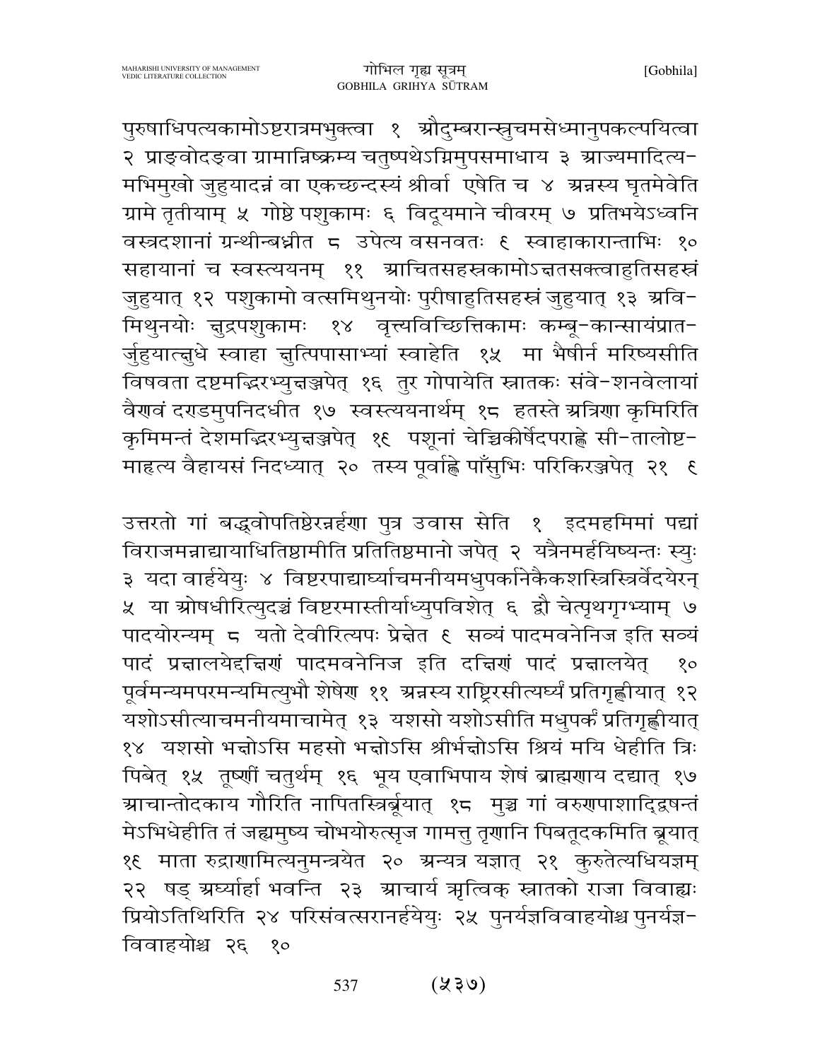पुरुषाधिपत्यकामोऽष्टरात्रमभुक्त्वा १ औदुम्बरान्स्त्रुचमसेध्मानुपकल्पयित्वा २ प्राङ्वोदङ्वा ग्रामान्निष्क्रम्य चतुष्पथेऽग्निमुपसमाधाय ३ आज्यमादित्य-मभिमुखो जुहुयादन्नं वा एकच्छन्दस्यं श्रीर्वा एषेति च ४ अन्नस्य घृतमेवेति ग्रामे तृतीयाम् ५ गोष्ठे पशुकामः ६ विदूयमाने चीवरम् ७ प्रतिभयेऽध्वनि वस्त्रदशानां ग्रन्थीन्बध्नीत ८ उपेत्य वसनवतः ९ स्वाहाकारान्ताभिः १० सहायानां च स्वस्त्ययनम् ११ आचितसहस्रकामोऽक्षतसक्त्वाहुतिसहस्रं जुहुयात् १२ पशुकामो वत्समिथुनयोः पुरीषाहुतिसहस्रं जुहुयात् १३ अवि-मिथुनयोः क्षुद्रपशुकामः १४ वृत्त्यविच्छित्तिकामः कम्बू-कान्सायंप्रात-र्जुहुयात्क्षुधे स्वाहा क्षुत्पिपासाभ्यां स्वाहेति १५ मा भैषीर्न मरिष्यसीति विषवता दष्टमद्भिरभ्युक्षञ्जपेत् १६ तुर गोपायेति स्नातकः संवे-शनवेलायां वैणवं दण्डमुपनिदधीत १७ स्वस्त्ययनार्थम् १८ हतस्ते अत्रिणा कृमिरिति कृमिमन्तं देशमद्भिरभ्युक्षञ्जपेत् १९ पशूनां चेच्चिकीर्षेदपराह्णे सी-तालोष्ट-माहृत्य वैहायसं निदध्यात् २० तस्य पूर्वाह्णे पाँसुभिः परिकिरञ्जपेत् २१ ९

उत्तरतो गां बद्ध्वोपतिष्ठेरन्नर्हणा पुत्र उवास सेति १ इदमहमिमां पद्यां विराजमन्नाद्यायाधितिष्ठामीति प्रतितिष्ठमानो जपेत् २ यत्रैनमर्हयिष्यन्तः स्युः ३ यदा वार्हयेयुः ४ विष्टरपाद्यार्घ्याचमनीयमधुपर्कानेकैकशस्त्रिस्त्रिर्वेदयेरन् ५ या ओषधीरित्युदञ्चं विष्टरमास्तीर्याध्युपविशेत् ६ द्वौ चेत्पृथगृग्भ्याम् ७ पादयोरन्यम् ८ यतो देवीरित्यपः प्रेक्षेत ९ सव्यं पादमवनेनिज इति सव्यं पादं प्रक्षालयेद्दक्षिणं पादमवनेनिज इति दक्षिणं पादं प्रक्षालयेत् १० पूर्वमन्यमपरमन्यमित्युभौ शेषेण ११ अन्नस्य राष्ट्रिरसीत्यर्घ्यं प्रतिगृह्णीयात् १२ यशोऽसीत्याचमनीयमाचामेत् १३ यशसो यशोऽसीति मधुपर्कं प्रतिगृह्णीयात् १४ यशसो भक्षोऽसि महसो भक्षोऽसि श्रीर्भक्षोऽसि श्रियं मयि धेहीति त्रिः पिबेत् १५ तूष्णीं चतुर्थम् १६ भूय एवाभिपाय शेषं ब्राह्मणाय दद्यात् १७ आचान्तोदकाय गौरिति नापितस्त्रिर्ब्रूयात् १८ मुञ्च गां वरुणपाशाद्द्विषन्तं मेऽभिधेहीति तं जह्यमुष्य चोभयोरुत्सृज गामत्तु तृणानि पिबतूदकमिति ब्रूयात् १९ माता रुद्राणामित्यनुमन्त्रयेत २० अन्यत्र यज्ञात् २१ कुरुतेत्यधियज्ञम् २२ षड् अर्घ्यार्हा भवन्ति २३ आचार्य ऋत्विक् स्नातको राजा विवाह्यः प्रियोऽतिथिरिति २४ परिसंवत्सरानर्हयेयुः २५ पुनर्यज्ञविवाहयोश्च पुनर्यज्ञ-विवाहयोश्च २६ १०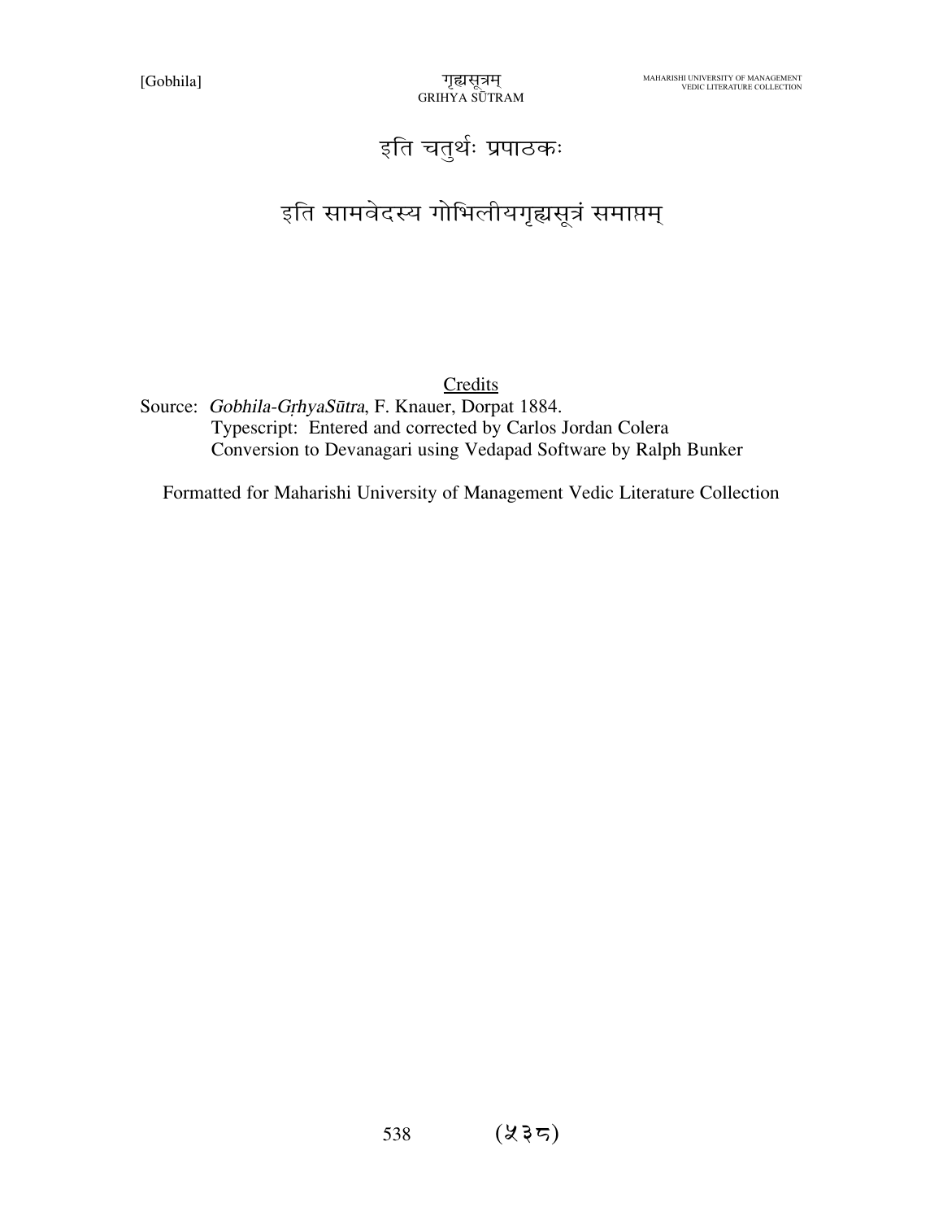इति चतुर्थः प्रपाठकः

इति सामवेदस्य गोभिलीयगृह्यसूत्रं समाप्तम्

Credits

Source: *Gobhila-GṛhyaSūtra*, F. Knauer, Dorpat 1884.
Typescript: Entered and corrected by Carlos Jordan Colera
Conversion to Devanagari using Vedapad Software by Ralph Bunker

Formatted for Maharishi University of Management Vedic Literature Collection